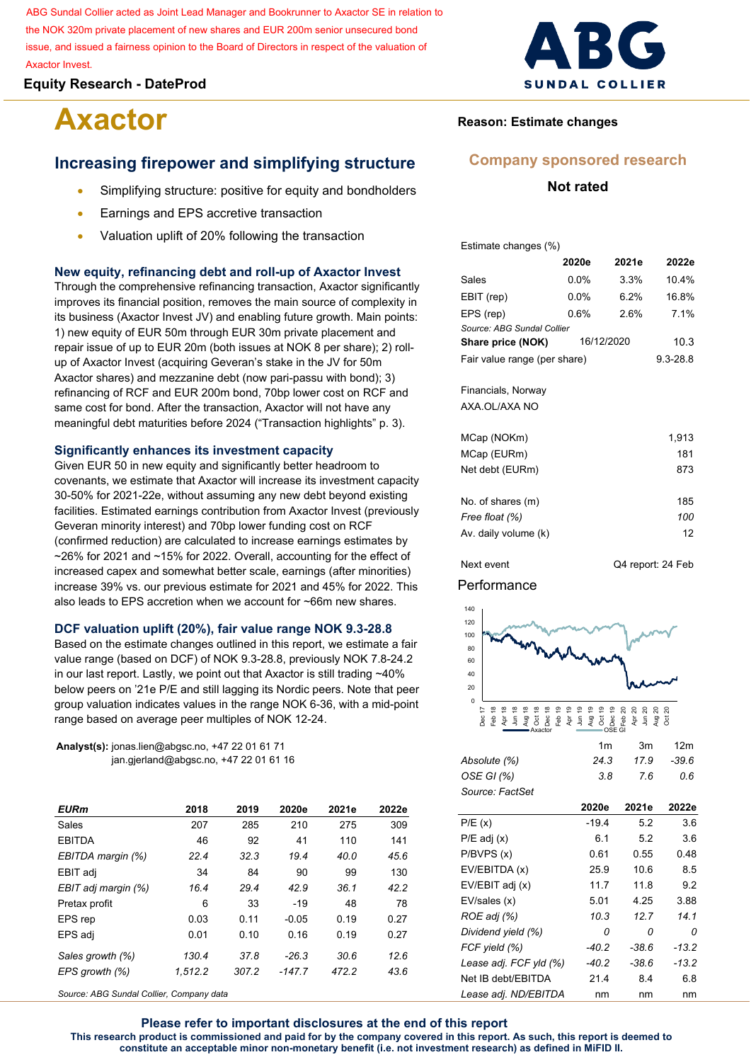ABG Sundal Collier acted as Joint Lead Manager and Bookrunner to Axactor SE in relation to the NOK 320m private placement of new shares and EUR 200m senior unsecured bond issue, and issued a fairness opinion to the Board of Directors in respect of the valuation of Axactor Invest.

**Equity Research - DateProd**

# Axactor

**Reason: Estimate changes**

**Company sponsored research**

**Not rated**

## Increasing firepower and simplifying structure

- Simplifying structure: positive for equity and bondholders
- Earnings and EPS accretive transaction
- Valuation uplift of 20% following the transaction

### New equity, refinancing debt and roll-up of Axactor Invest

Through the comprehensive refinancing transaction, Axactor significantly improves its financial position, removes the main source of complexity in its business (Axactor Invest JV) and enabling future growth. Main points: 1) new equity of EUR 50m through EUR 30m private placement and repair issue of up to EUR 20m (both issues at NOK 8 per share); 2) roll-up of Axactor Invest (acquiring Geveran's stake in the JV for 50m Axactor shares) and mezzanine debt (now pari-passu with bond); 3) refinancing of RCF and EUR 200m bond, 70bp lower cost on RCF and same cost for bond. After the transaction, Axactor will not have any meaningful debt maturities before 2024 ("Transaction highlights" p. 3).

### Significantly enhances its investment capacity

Given EUR 50 in new equity and significantly better headroom to covenants, we estimate that Axactor will increase its investment capacity 30-50% for 2021-22e, without assuming any new debt beyond existing facilities. Estimated earnings contribution from Axactor Invest (previously Geveran minority interest) and 70bp lower funding cost on RCF (confirmed reduction) are calculated to increase earnings estimates by ~26% for 2021 and ~15% for 2022. Overall, accounting for the effect of increased capex and somewhat better scale, earnings (after minorities) increase 39% vs. our previous estimate for 2021 and 45% for 2022. This also leads to EPS accretion when we account for ~66m new shares.

### DCF valuation uplift (20%), fair value range NOK 9.3-28.8

Based on the estimate changes outlined in this report, we estimate a fair value range (based on DCF) of NOK 9.3-28.8, previously NOK 7.8-24.2 in our last report. Lastly, we point out that Axactor is still trading ~40% below peers on '21e P/E and still lagging its Nordic peers. Note that peer group valuation indicates values in the range NOK 6-36, with a mid-point range based on average peer multiples of NOK 12-24.

**Analyst(s):** jonas.lien@abgsc.no, +47 22 01 61 71
jan.gjerland@abgsc.no, +47 22 01 61 16

| EURm | 2018 | 2019 | 2020e | 2021e | 2022e |
|---|---|---|---|---|---|
| Sales | 207 | 285 | 210 | 275 | 309 |
| EBITDA | 46 | 92 | 41 | 110 | 141 |
| *EBITDA margin (%)* | *22.4* | *32.3* | *19.4* | *40.0* | *45.6* |
| EBIT adj | 34 | 84 | 90 | 99 | 130 |
| *EBIT adj margin (%)* | *16.4* | *29.4* | *42.9* | *36.1* | *42.2* |
| Pretax profit | 6 | 33 | -19 | 48 | 78 |
| EPS rep | 0.03 | 0.11 | -0.05 | 0.19 | 0.27 |
| EPS adj | 0.01 | 0.10 | 0.16 | 0.19 | 0.27 |
| *Sales growth (%)* | *130.4* | *37.8* | *-26.3* | *30.6* | *12.6* |
| *EPS growth (%)* | *1,512.2* | *307.2* | *-147.7* | *472.2* | *43.6* |

*Source: ABG Sundal Collier, Company data*

| Estimate changes (%) | 2020e | 2021e | 2022e |
|---|---|---|---|
| Sales | 0.0% | 3.3% | 10.4% |
| EBIT (rep) | 0.0% | 6.2% | 16.8% |
| EPS (rep) | 0.6% | 2.6% | 7.1% |

*Source: ABG Sundal Collier*

| | | |
|---|---|---|
| **Share price (NOK)** | 16/12/2020 | 10.3 |
| Fair value range (per share) | | 9.3-28.8 |

Financials, Norway
AXA.OL/AXA NO

| | |
|---|---|
| MCap (NOKm) | 1,913 |
| MCap (EURm) | 181 |
| Net debt (EURm) | 873 |
| No. of shares (m) | 185 |
| *Free float (%)* | *100* |
| Av. daily volume (k) | 12 |

| | |
|---|---|
| Next event | Q4 report: 24 Feb |

### Performance

| | 1m | 3m | 12m |
|---|---|---|---|
| *Absolute (%)* | *24.3* | *17.9* | *-39.6* |
| *OSE GI (%)* | *3.8* | *7.6* | *0.6* |

*Source: FactSet*

| | 2020e | 2021e | 2022e |
|---|---|---|---|
| P/E (x) | -19.4 | 5.2 | 3.6 |
| P/E adj (x) | 6.1 | 5.2 | 3.6 |
| P/BVPS (x) | 0.61 | 0.55 | 0.48 |
| EV/EBITDA (x) | 25.9 | 10.6 | 8.5 |
| EV/EBIT adj (x) | 11.7 | 11.8 | 9.2 |
| EV/sales (x) | 5.01 | 4.25 | 3.88 |
| *ROE adj (%)* | *10.3* | *12.7* | *14.1* |
| *Dividend yield (%)* | *0* | *0* | *0* |
| *FCF yield (%)* | *-40.2* | *-38.6* | *-13.2* |
| *Lease adj. FCF yld (%)* | *-40.2* | *-38.6* | *-13.2* |
| Net IB debt/EBITDA | 21.4 | 8.4 | 6.8 |
| *Lease adj. ND/EBITDA* | nm | nm | nm |

**Please refer to important disclosures at the end of this report**

**This research product is commissioned and paid for by the company covered in this report. As such, this research is deemed to constitute an acceptable minor non-monetary benefit (i.e. not investment research) as defined in MiFID II.**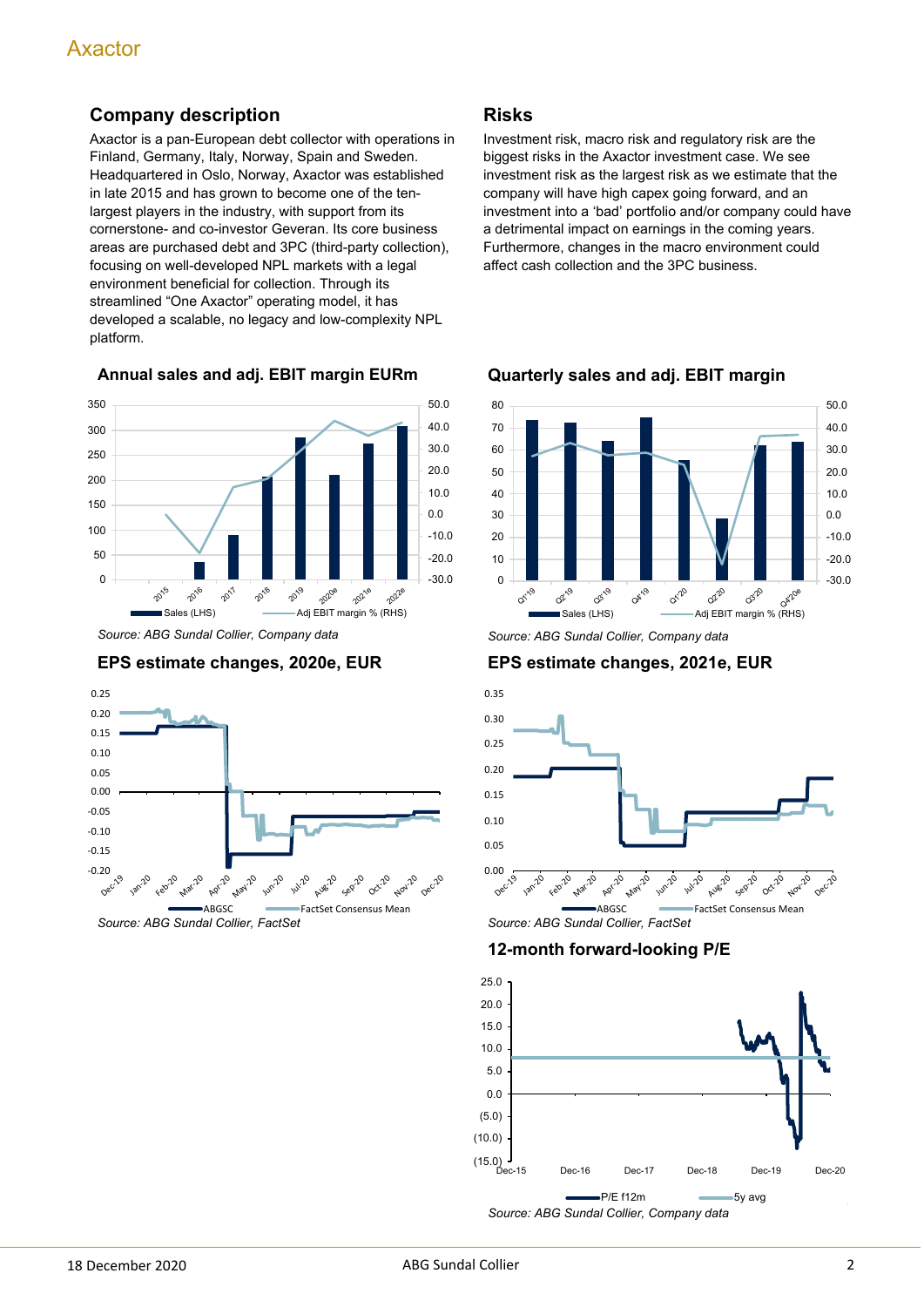## Company description

Axactor is a pan-European debt collector with operations in Finland, Germany, Italy, Norway, Spain and Sweden. Headquartered in Oslo, Norway, Axactor was established in late 2015 and has grown to become one of the ten-largest players in the industry, with support from its cornerstone- and co-investor Geveran. Its core business areas are purchased debt and 3PC (third-party collection), focusing on well-developed NPL markets with a legal environment beneficial for collection. Through its streamlined "One Axactor" operating model, it has developed a scalable, no legacy and low-complexity NPL platform.

## Risks

Investment risk, macro risk and regulatory risk are the biggest risks in the Axactor investment case. We see investment risk as the largest risk as we estimate that the company will have high capex going forward, and an investment into a 'bad' portfolio and/or company could have a detrimental impact on earnings in the coming years. Furthermore, changes in the macro environment could affect cash collection and the 3PC business.

### Annual sales and adj. EBIT margin EURm

*Source: ABG Sundal Collier, Company data*

### Quarterly sales and adj. EBIT margin

*Source: ABG Sundal Collier, Company data*

### EPS estimate changes, 2020e, EUR

*Source: ABG Sundal Collier, FactSet*

### EPS estimate changes, 2021e, EUR

*Source: ABG Sundal Collier, FactSet*

### 12-month forward-looking P/E

*Source: ABG Sundal Collier, Company data*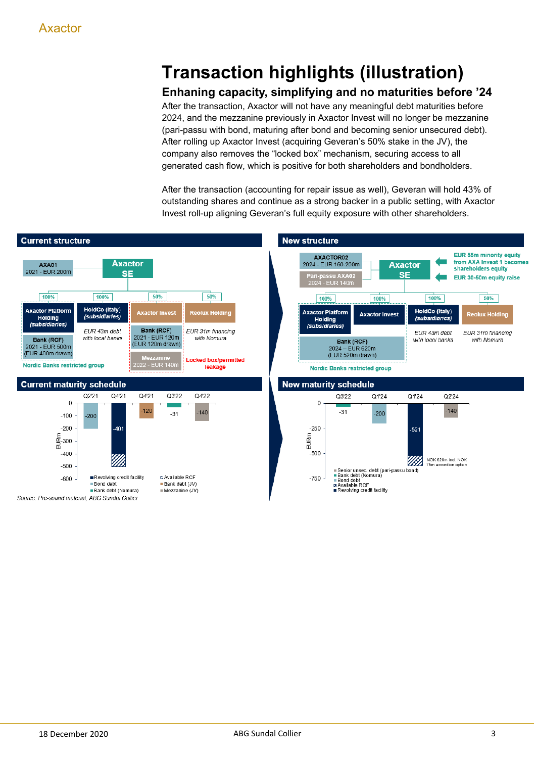# Transaction highlights (illustration)

## Enhaning capacity, simplifying and no maturities before '24

After the transaction, Axactor will not have any meaningful debt maturities before 2024, and the mezzanine previously in Axactor Invest will no longer be mezzanine (pari-passu with bond, maturing after bond and becoming senior unsecured debt). After rolling up Axactor Invest (acquiring Geveran's 50% stake in the JV), the company also removes the "locked box" mechanism, securing access to all generated cash flow, which is positive for both shareholders and bondholders.

After the transaction (accounting for repair issue as well), Geveran will hold 43% of outstanding shares and continue as a strong backer in a public setting, with Axactor Invest roll-up aligning Geveran's full equity exposure with other shareholders.

### Current structure

- AXA01 – 2021 - EUR 200m
- Axactor SE
  - 100% Axactor Platform Holding (subsidiaries)
    - Bank (RCF) 2021 - EUR 500m (EUR 400m drawn)
    - Nordic Banks restricted group
  - 100% HoldCo (Italy) (subsidiaries)
    - EUR 43m debt with local banks
  - 50% Axactor Invest
    - Bank (RCF) 2021 - EUR 120m (EUR 120m drawn)
    - Mezzanine 2022 - EUR 140m
  - 50% Reolux Holding
    - EUR 31m financing with Nomura
  - Locked box/permitted leakage

### New structure

- AXACTOR02 – 2024 - EUR 160-200m
- Pari-passu AXA02 – 2024 - EUR 140m
- Axactor SE
  - EUR 55m minority equity from AXA Invest 1 becomes shareholders equity
  - EUR 30-50m equity raise
  - 100% Axactor Platform Holding (subsidiaries)
  - 100% Axactor Invest
    - Bank (RCF) 2024 – EUR 620m (EUR 520m drawn)
    - Nordic Banks restricted group
  - 100% HoldCo (Italy) (subsidiaries)
    - EUR 43m debt with local banks
  - 50% Reolux Holding
    - EUR 31m financing with Nomura

### Current maturity schedule

| EURm | Q2'21 | Q4'21 | Q4'21 | Q3'22 | Q4'22 |
|---|---|---|---|---|---|
| Amount | -200 | -401 | -120 | -31 | -140 |
| Type | Bond debt | Revolving credit facility (+ Available RCF) | Bank debt (JV) | Bank debt (Nomura) | Mezzanine (JV) |

Legend: Revolving credit facility; Bond debt; Bank debt (Nomura); Available RCF; Bank debt (JV); Mezzanine (JV)

### New maturity schedule

| EURm | Q3'22 | Q1'24 | Q1'24 | Q2'24 |
|---|---|---|---|---|
| Amount | -31 | -200 | -521 | -140 |
| Type | Bank debt (Nomura) | Bond debt | Revolving credit facility (+ Available RCF) | Senior unsec. debt (pari-passu bond) |

NOK 620m incl. NOK 75m accordion option

Legend: Senior unsec. debt (pari-passu bond); Bank debt (Nomura); Bond debt; Available RCF; Revolving credit facility

Source: Pre-sound material, ABG Sundal Collier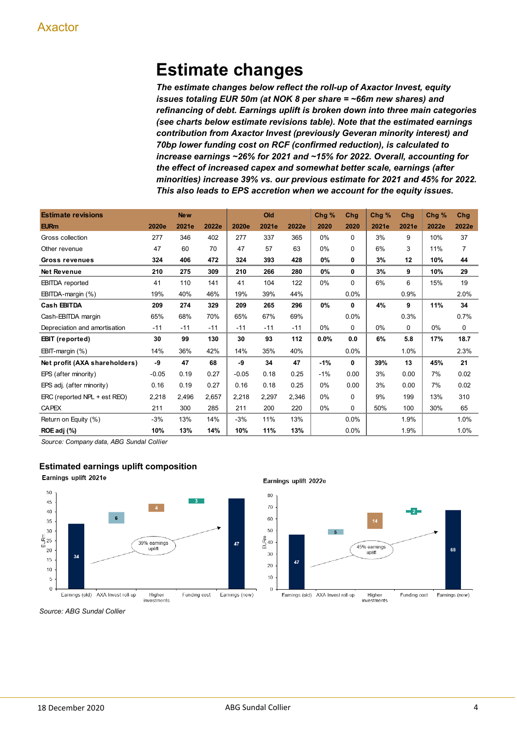# Estimate changes

***The estimate changes below reflect the roll-up of Axactor Invest, equity issues totaling EUR 50m (at NOK 8 per share = ~66m new shares) and refinancing of debt. Earnings uplift is broken down into three main categories (see charts below estimate revisions table). Note that the estimated earnings contribution from Axactor Invest (previously Geveran minority interest) and 70bp lower funding cost on RCF (confirmed reduction), is calculated to increase earnings ~26% for 2021 and ~15% for 2022. Overall, accounting for the effect of increased capex and somewhat better scale, earnings (after minorities) increase 39% vs. our previous estimate for 2021 and 45% for 2022. This also leads to EPS accretion when we account for the equity issues.***

| Estimate revisions | New | | | Old | | | Chg % | Chg | Chg % | Chg | Chg % | Chg |
|---|---|---|---|---|---|---|---|---|---|---|---|---|
| **EURm** | **2020e** | **2021e** | **2022e** | **2020e** | **2021e** | **2022e** | **2020** | **2020** | **2021e** | **2021e** | **2022e** | **2022e** |
| Gross collection | 277 | 346 | 402 | 277 | 337 | 365 | 0% | 0 | 3% | 9 | 10% | 37 |
| Other revenue | 47 | 60 | 70 | 47 | 57 | 63 | 0% | 0 | 6% | 3 | 11% | 7 |
| **Gross revenues** | **324** | **406** | **472** | **324** | **393** | **428** | **0%** | **0** | **3%** | **12** | **10%** | **44** |
| **Net Revenue** | **210** | **275** | **309** | **210** | **266** | **280** | **0%** | **0** | **3%** | **9** | **10%** | **29** |
| EBITDA reported | 41 | 110 | 141 | 41 | 104 | 122 | 0% | 0 | 6% | 6 | 15% | 19 |
| EBITDA-margin (%) | 19% | 40% | 46% | 19% | 39% | 44% | | 0.0% | | 0.9% | | 2.0% |
| **Cash EBITDA** | **209** | **274** | **329** | **209** | **265** | **296** | **0%** | **0** | **4%** | **9** | **11%** | **34** |
| Cash-EBITDA margin | 65% | 68% | 70% | 65% | 67% | 69% | | 0.0% | | 0.3% | | 0.7% |
| Depreciation and amortisation | -11 | -11 | -11 | -11 | -11 | -11 | 0% | 0 | 0% | 0 | 0% | 0 |
| **EBIT (reported)** | **30** | **99** | **130** | **30** | **93** | **112** | **0.0%** | **0.0** | **6%** | **5.8** | **17%** | **18.7** |
| EBIT-margin (%) | 14% | 36% | 42% | 14% | 35% | 40% | | 0.0% | | 1.0% | | 2.3% |
| **Net profit (AXA shareholders)** | **-9** | **47** | **68** | **-9** | **34** | **47** | **-1%** | **0** | **39%** | **13** | **45%** | **21** |
| EPS (after minority) | -0.05 | 0.19 | 0.27 | -0.05 | 0.18 | 0.25 | -1% | 0.00 | 3% | 0.00 | 7% | 0.02 |
| EPS adj. (after minority) | 0.16 | 0.19 | 0.27 | 0.16 | 0.18 | 0.25 | 0% | 0.00 | 3% | 0.00 | 7% | 0.02 |
| ERC (reported NPL + est REO) | 2,218 | 2,496 | 2,657 | 2,218 | 2,297 | 2,346 | 0% | 0 | 9% | 199 | 13% | 310 |
| CAPEX | 211 | 300 | 285 | 211 | 200 | 220 | 0% | 0 | 50% | 100 | 30% | 65 |
| Return on Equity (%) | -3% | 13% | 14% | -3% | 11% | 13% | | 0.0% | | 1.9% | | 1.0% |
| **ROE adj (%)** | **10%** | **13%** | **14%** | **10%** | **11%** | **13%** | | **0.0%** | | **1.9%** | | **1.0%** |

*Source: Company data, ABG Sundal Collier*

### Estimated earnings uplift composition

**Earnings uplift 2021e**

| | EURm |
|---|---|
| Earnings (old) | 34 |
| AXA Invest roll-up | 6 |
| Higher investments | 4 |
| Funding cost | 3 |
| Earnings (new) | 47 |

39% earnings uplift

**Earnings uplift 2022e**

| | EURm |
|---|---|
| Earnings (old) | 47 |
| AXA Invest roll-up | 5 |
| Higher investments | 14 |
| Funding cost | 2 |
| Earnings (new) | 68 |

45% earnings uplift

*Source: ABG Sundal Collier*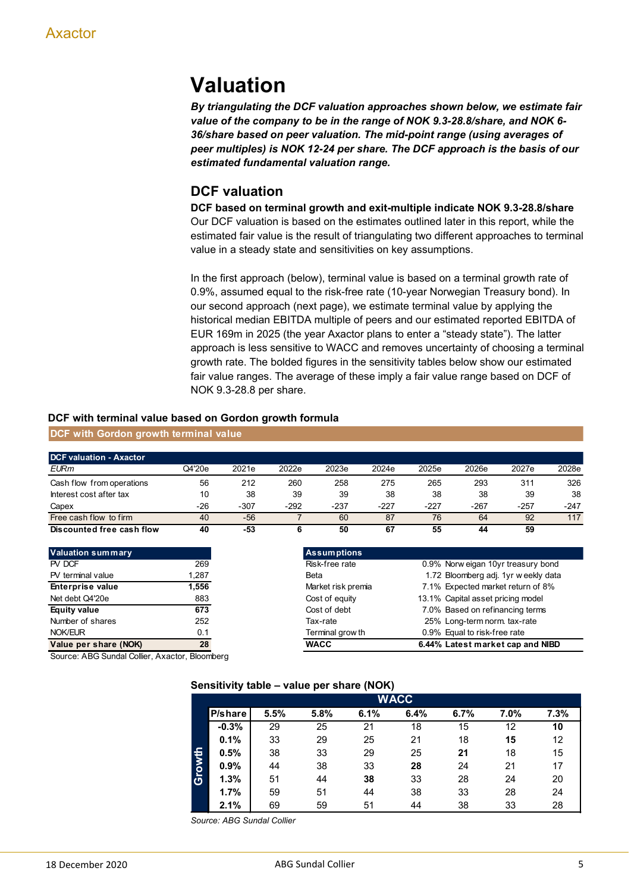# Valuation

***By triangulating the DCF valuation approaches shown below, we estimate fair value of the company to be in the range of NOK 9.3-28.8/share, and NOK 6-36/share based on peer valuation. The mid-point range (using averages of peer multiples) is NOK 12-24 per share. The DCF approach is the basis of our estimated fundamental valuation range.***

## DCF valuation

**DCF based on terminal growth and exit-multiple indicate NOK 9.3-28.8/share**

Our DCF valuation is based on the estimates outlined later in this report, while the estimated fair value is the result of triangulating two different approaches to terminal value in a steady state and sensitivities on key assumptions.

In the first approach (below), terminal value is based on a terminal growth rate of 0.9%, assumed equal to the risk-free rate (10-year Norwegian Treasury bond). In our second approach (next page), we estimate terminal value by applying the historical median EBITDA multiple of peers and our estimated reported EBITDA of EUR 169m in 2025 (the year Axactor plans to enter a "steady state"). The latter approach is less sensitive to WACC and removes uncertainty of choosing a terminal growth rate. The bolded figures in the sensitivity tables below show our estimated fair value ranges. The average of these imply a fair value range based on DCF of NOK 9.3-28.8 per share.

**DCF with terminal value based on Gordon growth formula**

**DCF with Gordon growth terminal value**

| DCF valuation - Axactor | | | | | | | | | |
|---|---|---|---|---|---|---|---|---|---|
| *EURm* | Q4'20e | 2021e | 2022e | 2023e | 2024e | 2025e | 2026e | 2027e | 2028e |
| Cash flow from operations | 56 | 212 | 260 | 258 | 275 | 265 | 293 | 311 | 326 |
| Interest cost after tax | 10 | 38 | 39 | 39 | 38 | 38 | 38 | 39 | 38 |
| Capex | -26 | -307 | -292 | -237 | -227 | -227 | -267 | -257 | -247 |
| Free cash flow to firm | 40 | -56 | 7 | 60 | 87 | 76 | 64 | 92 | 117 |
| **Discounted free cash flow** | **40** | **-53** | **6** | **50** | **67** | **55** | **44** | **59** | |

| Valuation summary | |
|---|---|
| PV DCF | 269 |
| PV terminal value | 1,287 |
| **Enterprise value** | **1,556** |
| Net debt Q4'20e | 883 |
| **Equity value** | **673** |
| Number of shares | 252 |
| NOK/EUR | 0.1 |
| **Value per share (NOK)** | **28** |

| Assumptions | | |
|---|---|---|
| Risk-free rate | 0.9% | Norwegian 10yr treasury bond |
| Beta | 1.72 | Bloomberg adj. 1yr weekly data |
| Market risk premia | 7.1% | Expected market return of 8% |
| Cost of equity | 13.1% | Capital asset pricing model |
| Cost of debt | 7.0% | Based on refinancing terms |
| Tax-rate | 25% | Long-term norm. tax-rate |
| Terminal growth | 0.9% | Equal to risk-free rate |
| **WACC** | **6.44%** | **Latest market cap and NIBD** |

Source: ABG Sundal Collier, Axactor, Bloomberg

**Sensitivity table – value per share (NOK)**

| | | WACC | | | | | | |
|---|---|---|---|---|---|---|---|---|
| | **P/share** | **5.5%** | **5.8%** | **6.1%** | **6.4%** | **6.7%** | **7.0%** | **7.3%** |
| **Growth** | **-0.3%** | 29 | 25 | 21 | 18 | 15 | 12 | **10** |
| | **0.1%** | 33 | 29 | 25 | 21 | 18 | **15** | 12 |
| | **0.5%** | 38 | 33 | 29 | 25 | **21** | 18 | 15 |
| | **0.9%** | 44 | 38 | 33 | **28** | 24 | 21 | 17 |
| | **1.3%** | 51 | 44 | **38** | 33 | 28 | 24 | 20 |
| | **1.7%** | 59 | 51 | 44 | 38 | 33 | 28 | 24 |
| | **2.1%** | 69 | 59 | 51 | 44 | 38 | 33 | 28 |

*Source: ABG Sundal Collier*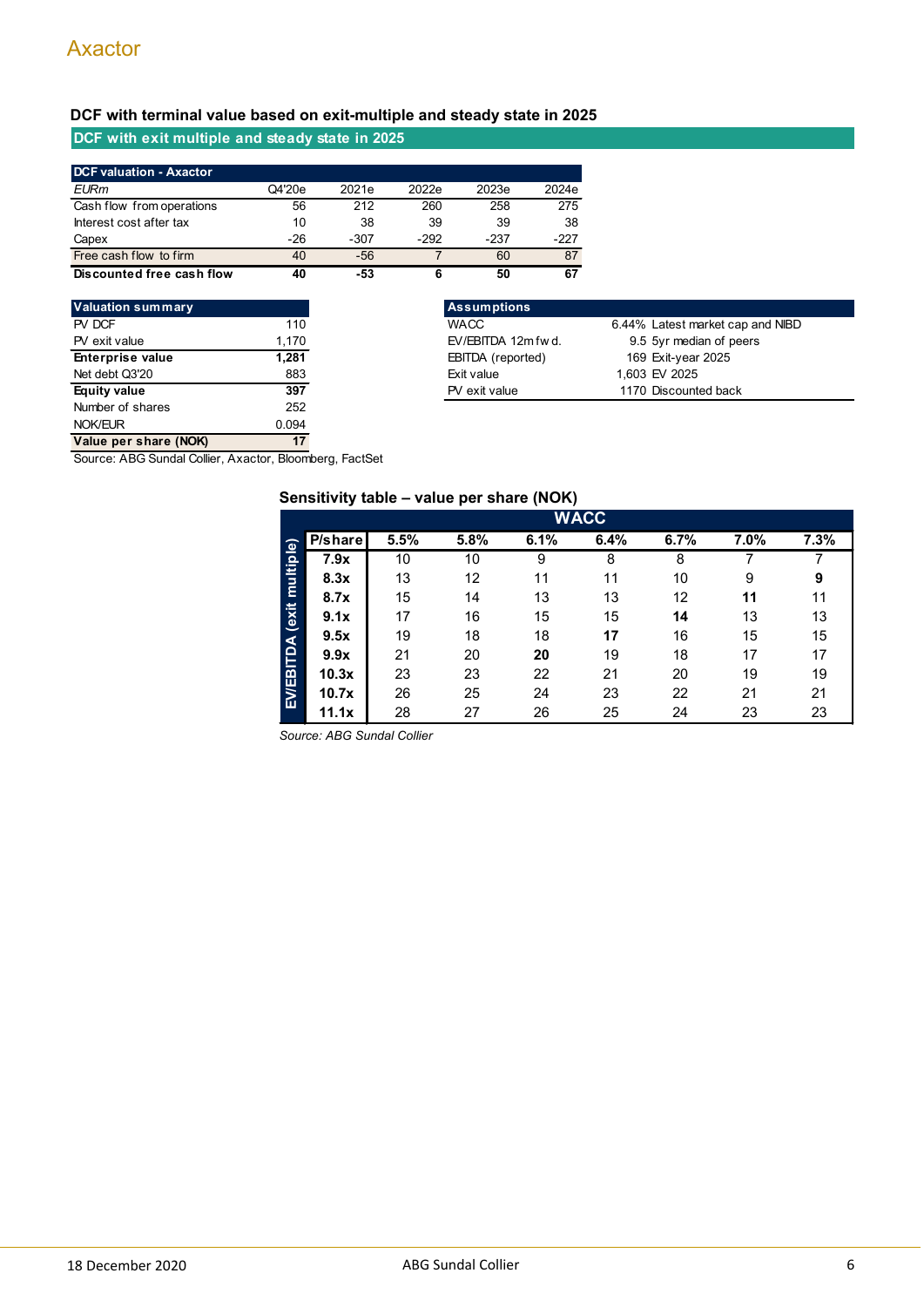## DCF with terminal value based on exit-multiple and steady state in 2025

### DCF with exit multiple and steady state in 2025

| DCF valuation - Axactor | | | | | |
|---|---|---|---|---|---|
| *EURm* | Q4'20e | 2021e | 2022e | 2023e | 2024e |
| Cash flow from operations | 56 | 212 | 260 | 258 | 275 |
| Interest cost after tax | 10 | 38 | 39 | 39 | 38 |
| Capex | -26 | -307 | -292 | -237 | -227 |
| Free cash flow to firm | 40 | -56 | 7 | 60 | 87 |
| **Discounted free cash flow** | **40** | **-53** | **6** | **50** | **67** |

| Valuation summary | |
|---|---|
| PV DCF | 110 |
| PV exit value | 1,170 |
| **Enterprise value** | **1,281** |
| Net debt Q3'20 | 883 |
| **Equity value** | **397** |
| Number of shares | 252 |
| NOK/EUR | 0.094 |
| **Value per share (NOK)** | **17** |

| Assumptions | | |
|---|---|---|
| WACC | 6.44% | Latest market cap and NIBD |
| EV/EBITDA 12m fwd. | 9.5 | 5yr median of peers |
| EBITDA (reported) | 169 | Exit-year 2025 |
| Exit value | 1,603 | EV 2025 |
| PV exit value | 1170 | Discounted back |

Source: ABG Sundal Collier, Axactor, Bloomberg, FactSet

### Sensitivity table – value per share (NOK)

| EV/EBITDA (exit multiple) | WACC | | | | | | |
|---|---|---|---|---|---|---|---|
| **P/share** | **5.5%** | **5.8%** | **6.1%** | **6.4%** | **6.7%** | **7.0%** | **7.3%** |
| **7.9x** | 10 | 10 | 9 | 8 | 8 | 7 | 7 |
| **8.3x** | 13 | 12 | 11 | 11 | 10 | 9 | **9** |
| **8.7x** | 15 | 14 | 13 | 13 | 12 | **11** | 11 |
| **9.1x** | 17 | 16 | 15 | 15 | **14** | 13 | 13 |
| **9.5x** | 19 | 18 | 18 | **17** | 16 | 15 | 15 |
| **9.9x** | 21 | 20 | **20** | 19 | 18 | 17 | 17 |
| **10.3x** | 23 | 23 | 22 | 21 | 20 | 19 | 19 |
| **10.7x** | 26 | 25 | 24 | 23 | 22 | 21 | 21 |
| **11.1x** | 28 | 27 | 26 | 25 | 24 | 23 | 23 |

*Source: ABG Sundal Collier*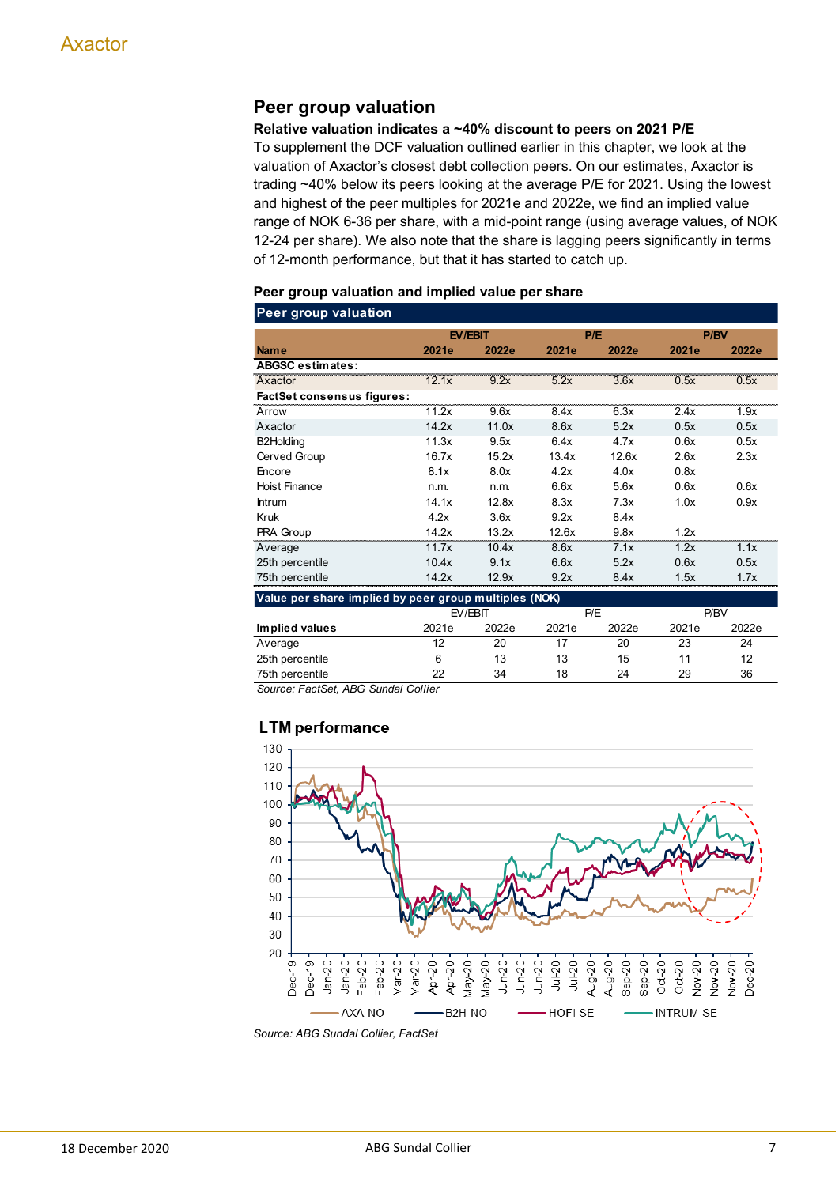## Peer group valuation

**Relative valuation indicates a ~40% discount to peers on 2021 P/E**

To supplement the DCF valuation outlined earlier in this chapter, we look at the valuation of Axactor's closest debt collection peers. On our estimates, Axactor is trading ~40% below its peers looking at the average P/E for 2021. Using the lowest and highest of the peer multiples for 2021e and 2022e, we find an implied value range of NOK 6-36 per share, with a mid-point range (using average values, of NOK 12-24 per share). We also note that the share is lagging peers significantly in terms of 12-month performance, but that it has started to catch up.

**Peer group valuation and implied value per share**

**Peer group valuation**

| | EV/EBIT | | P/E | | P/BV | |
|---|---|---|---|---|---|---|
| **Name** | **2021e** | **2022e** | **2021e** | **2022e** | **2021e** | **2022e** |
| **ABGSC estimates:** | | | | | | |
| Axactor | 12.1x | 9.2x | 5.2x | 3.6x | 0.5x | 0.5x |
| **FactSet consensus figures:** | | | | | | |
| Arrow | 11.2x | 9.6x | 8.4x | 6.3x | 2.4x | 1.9x |
| Axactor | 14.2x | 11.0x | 8.6x | 5.2x | 0.5x | 0.5x |
| B2Holding | 11.3x | 9.5x | 6.4x | 4.7x | 0.6x | 0.5x |
| Cerved Group | 16.7x | 15.2x | 13.4x | 12.6x | 2.6x | 2.3x |
| Encore | 8.1x | 8.0x | 4.2x | 4.0x | 0.8x | |
| Hoist Finance | n.m. | n.m. | 6.6x | 5.6x | 0.6x | 0.6x |
| Intrum | 14.1x | 12.8x | 8.3x | 7.3x | 1.0x | 0.9x |
| Kruk | 4.2x | 3.6x | 9.2x | 8.4x | | |
| PRA Group | 14.2x | 13.2x | 12.6x | 9.8x | 1.2x | |
| Average | 11.7x | 10.4x | 8.6x | 7.1x | 1.2x | 1.1x |
| 25th percentile | 10.4x | 9.1x | 6.6x | 5.2x | 0.6x | 0.5x |
| 75th percentile | 14.2x | 12.9x | 9.2x | 8.4x | 1.5x | 1.7x |

**Value per share implied by peer group multiples (NOK)**

| | EV/EBIT | | P/E | | P/BV | |
|---|---|---|---|---|---|---|
| **Implied values** | 2021e | 2022e | 2021e | 2022e | 2021e | 2022e |
| Average | 12 | 20 | 17 | 20 | 23 | 24 |
| 25th percentile | 6 | 13 | 13 | 15 | 11 | 12 |
| 75th percentile | 22 | 34 | 18 | 24 | 29 | 36 |

*Source: FactSet, ABG Sundal Collier*

**LTM performance**

*Source: ABG Sundal Collier, FactSet*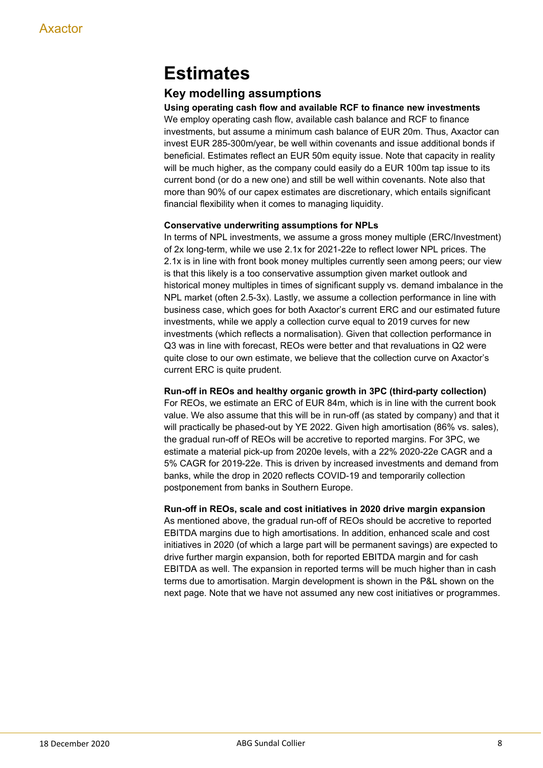# Estimates

## Key modelling assumptions

**Using operating cash flow and available RCF to finance new investments**

We employ operating cash flow, available cash balance and RCF to finance investments, but assume a minimum cash balance of EUR 20m. Thus, Axactor can invest EUR 285-300m/year, be well within covenants and issue additional bonds if beneficial. Estimates reflect an EUR 50m equity issue. Note that capacity in reality will be much higher, as the company could easily do a EUR 100m tap issue to its current bond (or do a new one) and still be well within covenants. Note also that more than 90% of our capex estimates are discretionary, which entails significant financial flexibility when it comes to managing liquidity.

**Conservative underwriting assumptions for NPLs**

In terms of NPL investments, we assume a gross money multiple (ERC/Investment) of 2x long-term, while we use 2.1x for 2021-22e to reflect lower NPL prices. The 2.1x is in line with front book money multiples currently seen among peers; our view is that this likely is a too conservative assumption given market outlook and historical money multiples in times of significant supply vs. demand imbalance in the NPL market (often 2.5-3x). Lastly, we assume a collection performance in line with business case, which goes for both Axactor's current ERC and our estimated future investments, while we apply a collection curve equal to 2019 curves for new investments (which reflects a normalisation). Given that collection performance in Q3 was in line with forecast, REOs were better and that revaluations in Q2 were quite close to our own estimate, we believe that the collection curve on Axactor's current ERC is quite prudent.

**Run-off in REOs and healthy organic growth in 3PC (third-party collection)**

For REOs, we estimate an ERC of EUR 84m, which is in line with the current book value. We also assume that this will be in run-off (as stated by company) and that it will practically be phased-out by YE 2022. Given high amortisation (86% vs. sales), the gradual run-off of REOs will be accretive to reported margins. For 3PC, we estimate a material pick-up from 2020e levels, with a 22% 2020-22e CAGR and a 5% CAGR for 2019-22e. This is driven by increased investments and demand from banks, while the drop in 2020 reflects COVID-19 and temporarily collection postponement from banks in Southern Europe.

**Run-off in REOs, scale and cost initiatives in 2020 drive margin expansion**

As mentioned above, the gradual run-off of REOs should be accretive to reported EBITDA margins due to high amortisations. In addition, enhanced scale and cost initiatives in 2020 (of which a large part will be permanent savings) are expected to drive further margin expansion, both for reported EBITDA margin and for cash EBITDA as well. The expansion in reported terms will be much higher than in cash terms due to amortisation. Margin development is shown in the P&L shown on the next page. Note that we have not assumed any new cost initiatives or programmes.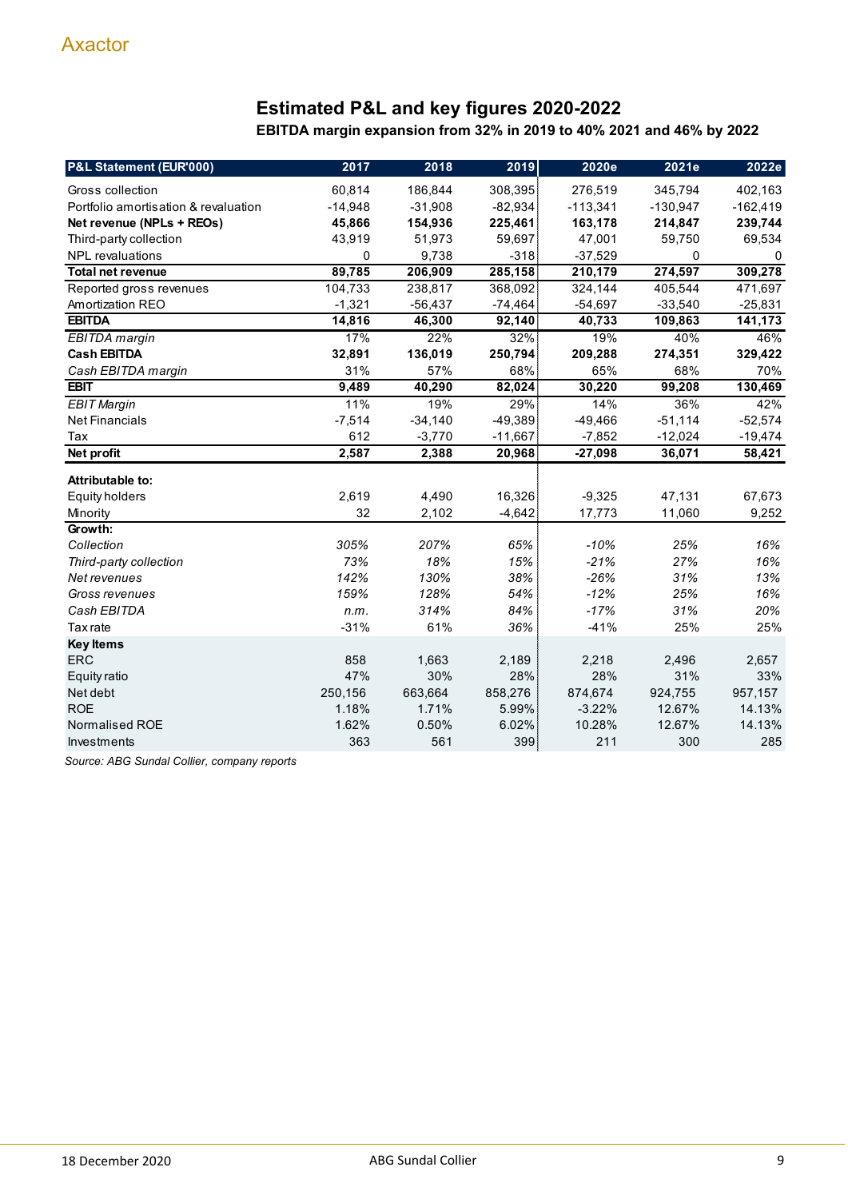## Estimated P&L and key figures 2020-2022

### EBITDA margin expansion from 32% in 2019 to 40% 2021 and 46% by 2022

| P&L Statement (EUR'000) | 2017 | 2018 | 2019 | 2020e | 2021e | 2022e |
|---|---|---|---|---|---|---|
| Gross collection | 60,814 | 186,844 | 308,395 | 276,519 | 345,794 | 402,163 |
| Portfolio amortisation & revaluation | -14,948 | -31,908 | -82,934 | -113,341 | -130,947 | -162,419 |
| **Net revenue (NPLs + REOs)** | **45,866** | **154,936** | **225,461** | **163,178** | **214,847** | **239,744** |
| Third-party collection | 43,919 | 51,973 | 59,697 | 47,001 | 59,750 | 69,534 |
| NPL revaluations | 0 | 9,738 | -318 | -37,529 | 0 | 0 |
| **Total net revenue** | **89,785** | **206,909** | **285,158** | **210,179** | **274,597** | **309,278** |
| Reported gross revenues | 104,733 | 238,817 | 368,092 | 324,144 | 405,544 | 471,697 |
| Amortization REO | -1,321 | -56,437 | -74,464 | -54,697 | -33,540 | -25,831 |
| **EBITDA** | **14,816** | **46,300** | **92,140** | **40,733** | **109,863** | **141,173** |
| *EBITDA margin* | 17% | 22% | 32% | 19% | 40% | 46% |
| **Cash EBITDA** | **32,891** | **136,019** | **250,794** | **209,288** | **274,351** | **329,422** |
| *Cash EBITDA margin* | 31% | 57% | 68% | 65% | 68% | 70% |
| **EBIT** | **9,489** | **40,290** | **82,024** | **30,220** | **99,208** | **130,469** |
| *EBIT Margin* | 11% | 19% | 29% | 14% | 36% | 42% |
| Net Financials | -7,514 | -34,140 | -49,389 | -49,466 | -51,114 | -52,574 |
| Tax | 612 | -3,770 | -11,667 | -7,852 | -12,024 | -19,474 |
| **Net profit** | **2,587** | **2,388** | **20,968** | **-27,098** | **36,071** | **58,421** |
| | | | | | | |
| **Attributable to:** | | | | | | |
| Equity holders | 2,619 | 4,490 | 16,326 | -9,325 | 47,131 | 67,673 |
| Minority | 32 | 2,102 | -4,642 | 17,773 | 11,060 | 9,252 |
| **Growth:** | | | | | | |
| *Collection* | *305%* | *207%* | *65%* | *-10%* | *25%* | *16%* |
| *Third-party collection* | *73%* | *18%* | *15%* | *-21%* | *27%* | *16%* |
| *Net revenues* | *142%* | *130%* | *38%* | *-26%* | *31%* | *13%* |
| *Gross revenues* | *159%* | *128%* | *54%* | *-12%* | *25%* | *16%* |
| *Cash EBITDA* | *n.m.* | *314%* | *84%* | *-17%* | *31%* | *20%* |
| Tax rate | -31% | 61% | 36% | -41% | 25% | 25% |
| **Key Items** | | | | | | |
| ERC | 858 | 1,663 | 2,189 | 2,218 | 2,496 | 2,657 |
| Equity ratio | 47% | 30% | 28% | 28% | 31% | 33% |
| Net debt | 250,156 | 663,664 | 858,276 | 874,674 | 924,755 | 957,157 |
| ROE | 1.18% | 1.71% | 5.99% | -3.22% | 12.67% | 14.13% |
| Normalised ROE | 1.62% | 0.50% | 6.02% | 10.28% | 12.67% | 14.13% |
| Investments | 363 | 561 | 399 | 211 | 300 | 285 |

*Source: ABG Sundal Collier, company reports*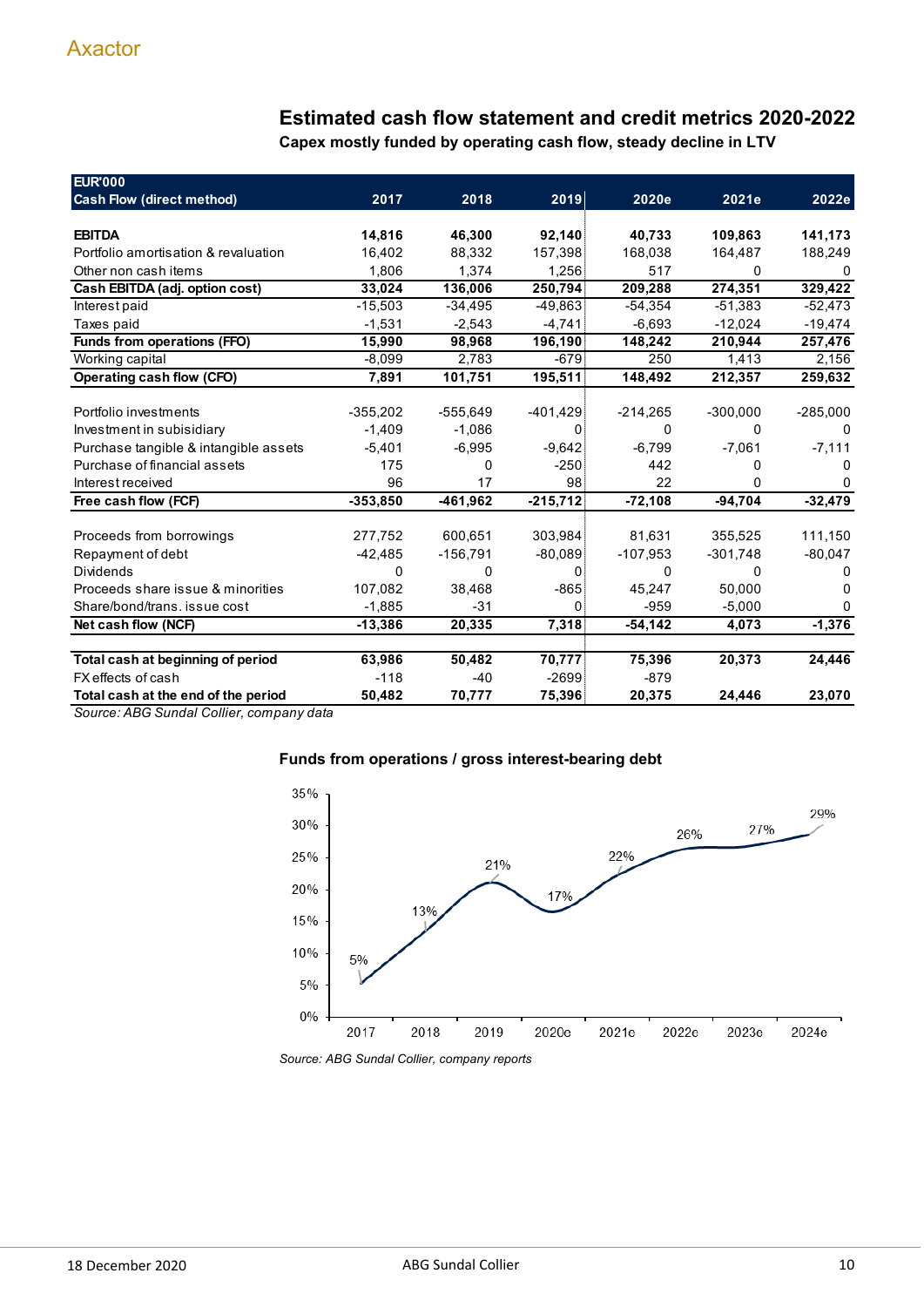## Estimated cash flow statement and credit metrics 2020-2022

**Capex mostly funded by operating cash flow, steady decline in LTV**

| EUR'000 Cash Flow (direct method) | 2017 | 2018 | 2019 | 2020e | 2021e | 2022e |
|---|---|---|---|---|---|---|
| **EBITDA** | **14,816** | **46,300** | **92,140** | **40,733** | **109,863** | **141,173** |
| Portfolio amortisation & revaluation | 16,402 | 88,332 | 157,398 | 168,038 | 164,487 | 188,249 |
| Other non cash items | 1,806 | 1,374 | 1,256 | 517 | 0 | 0 |
| **Cash EBITDA (adj. option cost)** | **33,024** | **136,006** | **250,794** | **209,288** | **274,351** | **329,422** |
| Interest paid | -15,503 | -34,495 | -49,863 | -54,354 | -51,383 | -52,473 |
| Taxes paid | -1,531 | -2,543 | -4,741 | -6,693 | -12,024 | -19,474 |
| **Funds from operations (FFO)** | **15,990** | **98,968** | **196,190** | **148,242** | **210,944** | **257,476** |
| Working capital | -8,099 | 2,783 | -679 | 250 | 1,413 | 2,156 |
| **Operating cash flow (CFO)** | **7,891** | **101,751** | **195,511** | **148,492** | **212,357** | **259,632** |
| | | | | | | |
| Portfolio investments | -355,202 | -555,649 | -401,429 | -214,265 | -300,000 | -285,000 |
| Investment in subisidiary | -1,409 | -1,086 | 0 | 0 | 0 | 0 |
| Purchase tangible & intangible assets | -5,401 | -6,995 | -9,642 | -6,799 | -7,061 | -7,111 |
| Purchase of financial assets | 175 | 0 | -250 | 442 | 0 | 0 |
| Interest received | 96 | 17 | 98 | 22 | 0 | 0 |
| **Free cash flow (FCF)** | **-353,850** | **-461,962** | **-215,712** | **-72,108** | **-94,704** | **-32,479** |
| | | | | | | |
| Proceeds from borrowings | 277,752 | 600,651 | 303,984 | 81,631 | 355,525 | 111,150 |
| Repayment of debt | -42,485 | -156,791 | -80,089 | -107,953 | -301,748 | -80,047 |
| Dividends | 0 | 0 | 0 | 0 | 0 | 0 |
| Proceeds share issue & minorities | 107,082 | 38,468 | -865 | 45,247 | 50,000 | 0 |
| Share/bond/trans. issue cost | -1,885 | -31 | 0 | -959 | -5,000 | 0 |
| **Net cash flow (NCF)** | **-13,386** | **20,335** | **7,318** | **-54,142** | **4,073** | **-1,376** |
| | | | | | | |
| **Total cash at beginning of period** | **63,986** | **50,482** | **70,777** | **75,396** | **20,373** | **24,446** |
| FX effects of cash | -118 | -40 | -2699 | -879 | | |
| **Total cash at the end of the period** | **50,482** | **70,777** | **75,396** | **20,375** | **24,446** | **23,070** |

*Source: ABG Sundal Collier, company data*

### Funds from operations / gross interest-bearing debt

| | 2017 | 2018 | 2019 | 2020e | 2021e | 2022e | 2023e | 2024e |
|---|---|---|---|---|---|---|---|---|
| FFO / gross interest-bearing debt | 5% | 13% | 21% | 17% | 22% | 26% | 27% | 29% |

*Source: ABG Sundal Collier, company reports*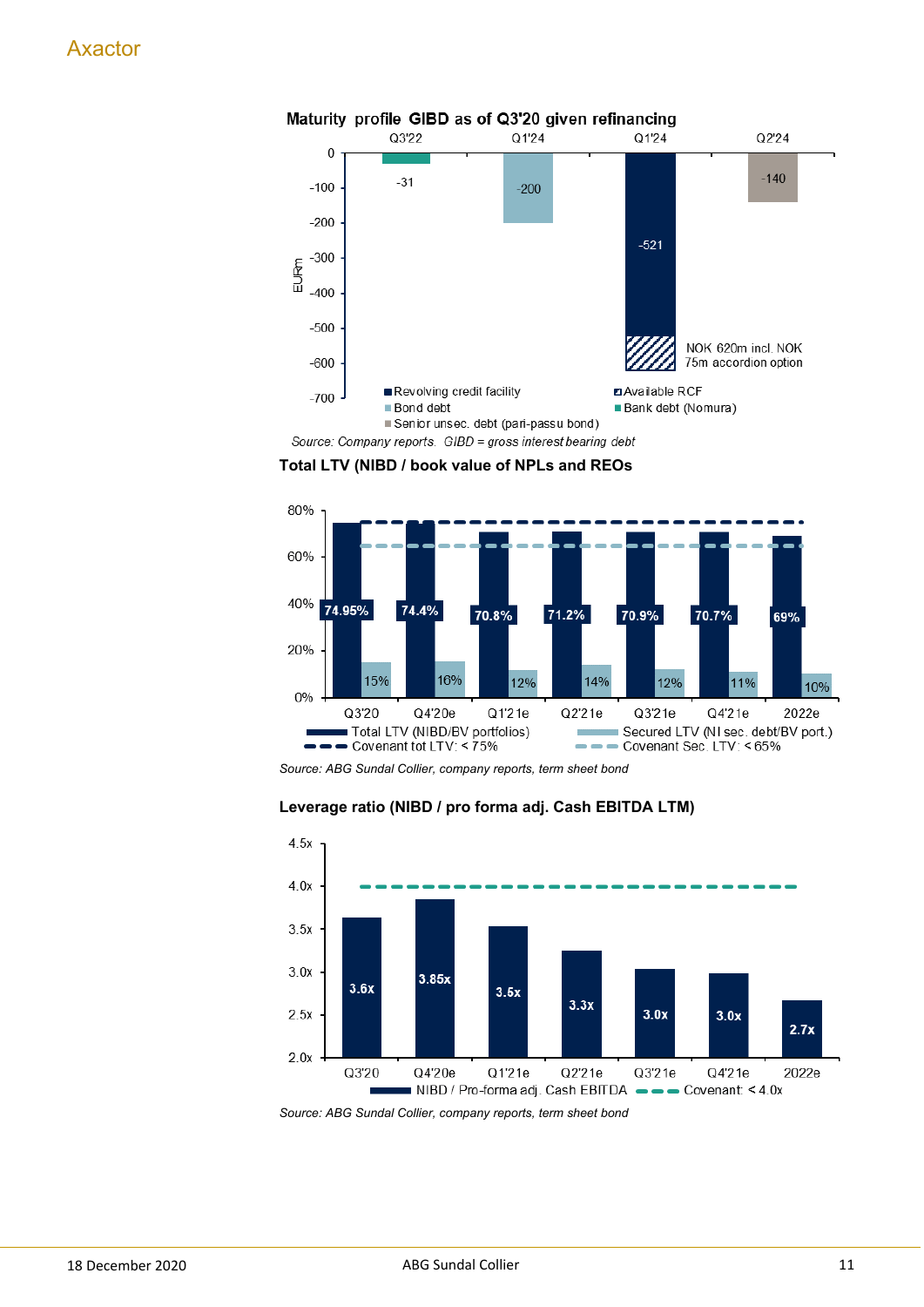**Maturity profile GIBD as of Q3'20 given refinancing**

| | Q3'22 | Q1'24 | Q1'24 | Q2'24 |
|---|---|---|---|---|
| EURm | -31 | -200 | -521 | -140 |

NOK 620m incl. NOK 75m accordion option

Revolving credit facility | Available RCF | Bond debt | Bank debt (Nomura) | Senior unsec. debt (pari-passu bond)

*Source: Company reports. GIBD = gross interest bearing debt*

**Total LTV (NIBD / book value of NPLs and REOs**

| | Q3'20 | Q4'20e | Q1'21e | Q2'21e | Q3'21e | Q4'21e | 2022e |
|---|---|---|---|---|---|---|---|
| Total LTV (NIBD/BV portfolios) | 74.95% | 74.4% | 70.8% | 71.2% | 70.9% | 70.7% | 69% |
| Secured LTV (NI sec. debt/BV port.) | 15% | 16% | 12% | 14% | 12% | 11% | 10% |

Covenant tot LTV: < 75% | Covenant Sec. LTV: < 65%

*Source: ABG Sundal Collier, company reports, term sheet bond*

**Leverage ratio (NIBD / pro forma adj. Cash EBITDA LTM)**

| | Q3'20 | Q4'20e | Q1'21e | Q2'21e | Q3'21e | Q4'21e | 2022e |
|---|---|---|---|---|---|---|---|
| NIBD / Pro-forma adj. Cash EBITDA | 3.6x | 3.85x | 3.5x | 3.3x | 3.0x | 3.0x | 2.7x |

Covenant: < 4.0x

*Source: ABG Sundal Collier, company reports, term sheet bond*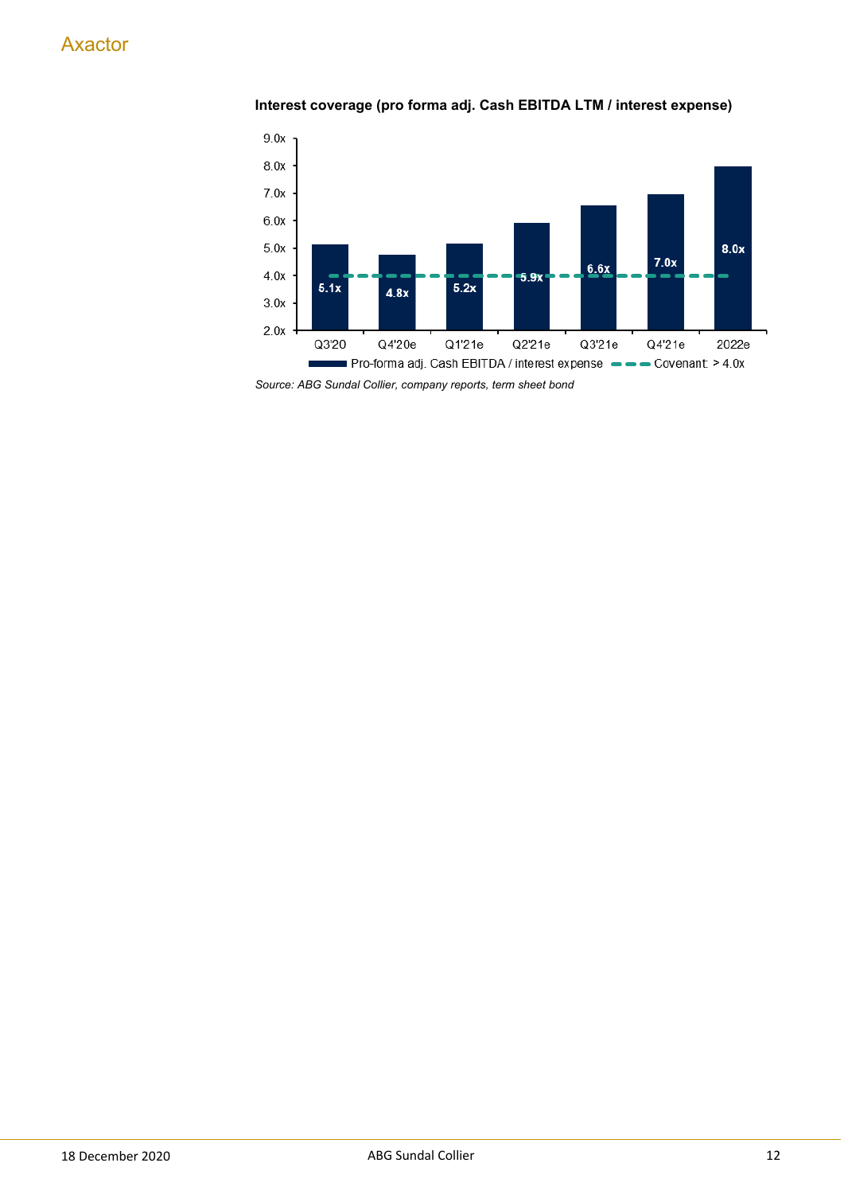**Interest coverage (pro forma adj. Cash EBITDA LTM / interest expense)**

| Period | Pro-forma adj. Cash EBITDA / interest expense | Covenant: > 4.0x |
|---|---|---|
| Q3'20 | 5.1x | 4.0x |
| Q4'20e | 4.8x | 4.0x |
| Q1'21e | 5.2x | 4.0x |
| Q2'21e | 5.9x | 4.0x |
| Q3'21e | 6.6x | 4.0x |
| Q4'21e | 7.0x | 4.0x |
| 2022e | 8.0x | 4.0x |

*Source: ABG Sundal Collier, company reports, term sheet bond*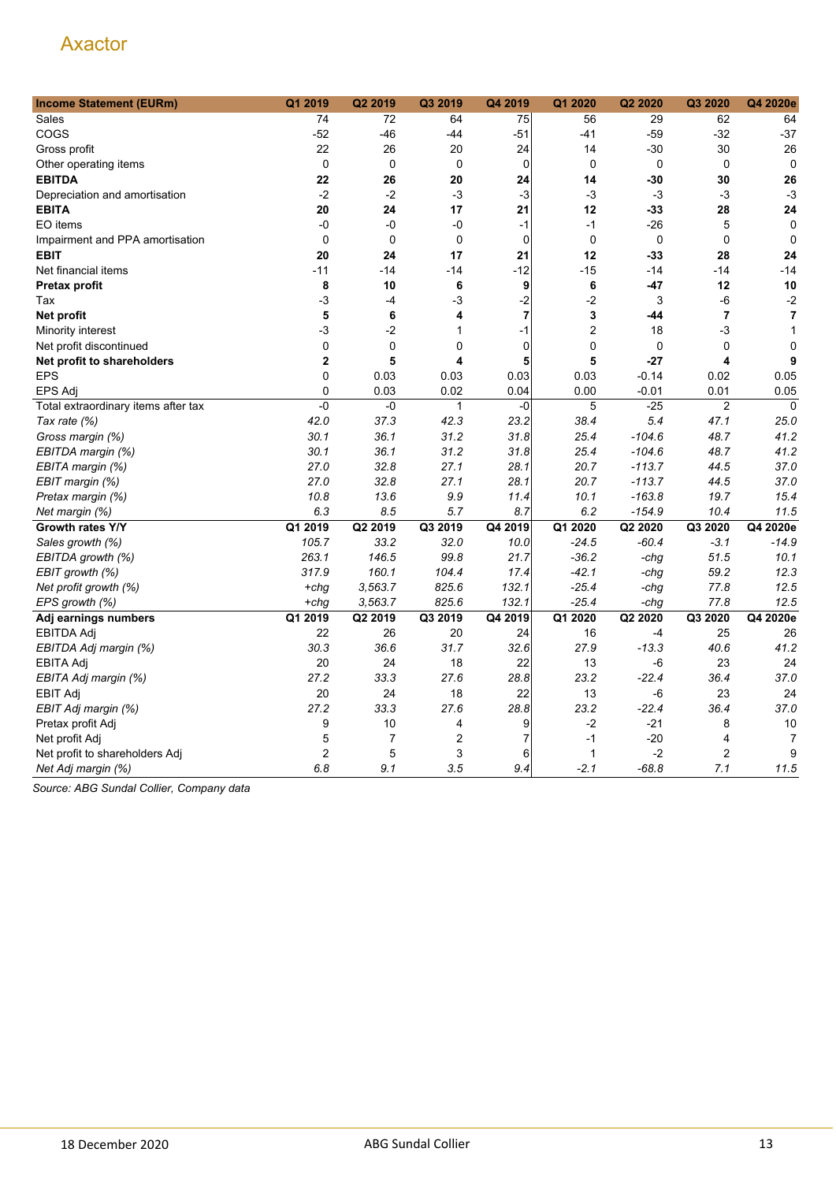Axactor

| Income Statement (EURm) | Q1 2019 | Q2 2019 | Q3 2019 | Q4 2019 | Q1 2020 | Q2 2020 | Q3 2020 | Q4 2020e |
|---|---|---|---|---|---|---|---|---|
| Sales | 74 | 72 | 64 | 75 | 56 | 29 | 62 | 64 |
| COGS | -52 | -46 | -44 | -51 | -41 | -59 | -32 | -37 |
| Gross profit | 22 | 26 | 20 | 24 | 14 | -30 | 30 | 26 |
| Other operating items | 0 | 0 | 0 | 0 | 0 | 0 | 0 | 0 |
| **EBITDA** | **22** | **26** | **20** | **24** | **14** | **-30** | **30** | **26** |
| Depreciation and amortisation | -2 | -2 | -3 | -3 | -3 | -3 | -3 | -3 |
| **EBITA** | **20** | **24** | **17** | **21** | **12** | **-33** | **28** | **24** |
| EO items | -0 | -0 | -0 | -1 | -1 | -26 | 5 | 0 |
| Impairment and PPA amortisation | 0 | 0 | 0 | 0 | 0 | 0 | 0 | 0 |
| **EBIT** | **20** | **24** | **17** | **21** | **12** | **-33** | **28** | **24** |
| Net financial items | -11 | -14 | -14 | -12 | -15 | -14 | -14 | -14 |
| **Pretax profit** | **8** | **10** | **6** | **9** | **6** | **-47** | **12** | **10** |
| Tax | -3 | -4 | -3 | -2 | -2 | 3 | -6 | -2 |
| **Net profit** | **5** | **6** | **4** | **7** | **3** | **-44** | **7** | **7** |
| Minority interest | -3 | -2 | 1 | -1 | 2 | 18 | -3 | 1 |
| Net profit discontinued | 0 | 0 | 0 | 0 | 0 | 0 | 0 | 0 |
| **Net profit to shareholders** | **2** | **5** | **4** | **5** | **5** | **-27** | **4** | **9** |
| EPS | 0 | 0.03 | 0.03 | 0.03 | 0.03 | -0.14 | 0.02 | 0.05 |
| EPS Adj | 0 | 0.03 | 0.02 | 0.04 | 0.00 | -0.01 | 0.01 | 0.05 |
| Total extraordinary items after tax | -0 | -0 | 1 | -0 | 5 | -25 | 2 | 0 |
| *Tax rate (%)* | *42.0* | *37.3* | *42.3* | *23.2* | *38.4* | *5.4* | *47.1* | *25.0* |
| *Gross margin (%)* | *30.1* | *36.1* | *31.2* | *31.8* | *25.4* | *-104.6* | *48.7* | *41.2* |
| *EBITDA margin (%)* | *30.1* | *36.1* | *31.2* | *31.8* | *25.4* | *-104.6* | *48.7* | *41.2* |
| *EBITA margin (%)* | *27.0* | *32.8* | *27.1* | *28.1* | *20.7* | *-113.7* | *44.5* | *37.0* |
| *EBIT margin (%)* | *27.0* | *32.8* | *27.1* | *28.1* | *20.7* | *-113.7* | *44.5* | *37.0* |
| *Pretax margin (%)* | *10.8* | *13.6* | *9.9* | *11.4* | *10.1* | *-163.8* | *19.7* | *15.4* |
| *Net margin (%)* | *6.3* | *8.5* | *5.7* | *8.7* | *6.2* | *-154.9* | *10.4* | *11.5* |
| **Growth rates Y/Y** | **Q1 2019** | **Q2 2019** | **Q3 2019** | **Q4 2019** | **Q1 2020** | **Q2 2020** | **Q3 2020** | **Q4 2020e** |
| *Sales growth (%)* | *105.7* | *33.2* | *32.0* | *10.0* | *-24.5* | *-60.4* | *-3.1* | *-14.9* |
| *EBITDA growth (%)* | *263.1* | *146.5* | *99.8* | *21.7* | *-36.2* | *-chg* | *51.5* | *10.1* |
| *EBIT growth (%)* | *317.9* | *160.1* | *104.4* | *17.4* | *-42.1* | *-chg* | *59.2* | *12.3* |
| *Net profit growth (%)* | *+chg* | *3,563.7* | *825.6* | *132.1* | *-25.4* | *-chg* | *77.8* | *12.5* |
| *EPS growth (%)* | *+chg* | *3,563.7* | *825.6* | *132.1* | *-25.4* | *-chg* | *77.8* | *12.5* |
| **Adj earnings numbers** | **Q1 2019** | **Q2 2019** | **Q3 2019** | **Q4 2019** | **Q1 2020** | **Q2 2020** | **Q3 2020** | **Q4 2020e** |
| EBITDA Adj | 22 | 26 | 20 | 24 | 16 | -4 | 25 | 26 |
| *EBITDA Adj margin (%)* | *30.3* | *36.6* | *31.7* | *32.6* | *27.9* | *-13.3* | *40.6* | *41.2* |
| EBITA Adj | 20 | 24 | 18 | 22 | 13 | -6 | 23 | 24 |
| *EBITA Adj margin (%)* | *27.2* | *33.3* | *27.6* | *28.8* | *23.2* | *-22.4* | *36.4* | *37.0* |
| EBIT Adj | 20 | 24 | 18 | 22 | 13 | -6 | 23 | 24 |
| *EBIT Adj margin (%)* | *27.2* | *33.3* | *27.6* | *28.8* | *23.2* | *-22.4* | *36.4* | *37.0* |
| Pretax profit Adj | 9 | 10 | 4 | 9 | -2 | -21 | 8 | 10 |
| Net profit Adj | 5 | 7 | 2 | 7 | -1 | -20 | 4 | 7 |
| Net profit to shareholders Adj | 2 | 5 | 3 | 6 | 1 | -2 | 2 | 9 |
| *Net Adj margin (%)* | *6.8* | *9.1* | *3.5* | *9.4* | *-2.1* | *-68.8* | *7.1* | *11.5* |

*Source: ABG Sundal Collier, Company data*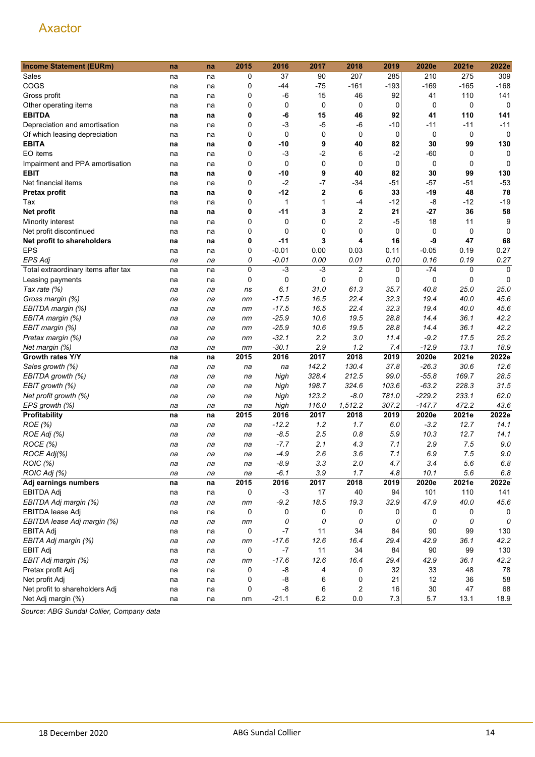Axactor

| Income Statement (EURm) | na | na | 2015 | 2016 | 2017 | 2018 | 2019 | 2020e | 2021e | 2022e |
|---|---|---|---|---|---|---|---|---|---|---|
| Sales | na | na | 0 | 37 | 90 | 207 | 285 | 210 | 275 | 309 |
| COGS | na | na | 0 | -44 | -75 | -161 | -193 | -169 | -165 | -168 |
| Gross profit | na | na | 0 | -6 | 15 | 46 | 92 | 41 | 110 | 141 |
| Other operating items | na | na | 0 | 0 | 0 | 0 | 0 | 0 | 0 | 0 |
| **EBITDA** | **na** | **na** | **0** | **-6** | **15** | **46** | **92** | **41** | **110** | **141** |
| Depreciation and amortisation | na | na | 0 | -3 | -5 | -6 | -10 | -11 | -11 | -11 |
| Of which leasing depreciation | na | na | 0 | 0 | 0 | 0 | 0 | 0 | 0 | 0 |
| **EBITA** | **na** | **na** | **0** | **-10** | **9** | **40** | **82** | **30** | **99** | **130** |
| EO items | na | na | 0 | -3 | -2 | 6 | -2 | -60 | 0 | 0 |
| Impairment and PPA amortisation | na | na | 0 | 0 | 0 | 0 | 0 | 0 | 0 | 0 |
| **EBIT** | **na** | **na** | **0** | **-10** | **9** | **40** | **82** | **30** | **99** | **130** |
| Net financial items | na | na | 0 | -2 | -7 | -34 | -51 | -57 | -51 | -53 |
| **Pretax profit** | **na** | **na** | **0** | **-12** | **2** | **6** | **33** | **-19** | **48** | **78** |
| Tax | na | na | 0 | 1 | 1 | -4 | -12 | -8 | -12 | -19 |
| **Net profit** | **na** | **na** | **0** | **-11** | **3** | **2** | **21** | **-27** | **36** | **58** |
| Minority interest | na | na | 0 | 0 | 0 | 2 | -5 | 18 | 11 | 9 |
| Net profit discontinued | na | na | 0 | 0 | 0 | 0 | 0 | 0 | 0 | 0 |
| **Net profit to shareholders** | **na** | **na** | **0** | **-11** | **3** | **4** | **16** | **-9** | **47** | **68** |
| EPS | na | na | 0 | -0.01 | 0.00 | 0.03 | 0.11 | -0.05 | 0.19 | 0.27 |
| *EPS Adj* | *na* | *na* | *0* | *-0.01* | *0.00* | *0.01* | *0.10* | *0.16* | *0.19* | *0.27* |
| Total extraordinary items after tax | na | na | 0 | -3 | -3 | 2 | 0 | -74 | 0 | 0 |
| Leasing payments | na | na | 0 | 0 | 0 | 0 | 0 | 0 | 0 | 0 |
| *Tax rate (%)* | *na* | *na* | *ns* | *6.1* | *31.0* | *61.3* | *35.7* | *40.8* | *25.0* | *25.0* |
| *Gross margin (%)* | *na* | *na* | *nm* | *-17.5* | *16.5* | *22.4* | *32.3* | *19.4* | *40.0* | *45.6* |
| *EBITDA margin (%)* | *na* | *na* | *nm* | *-17.5* | *16.5* | *22.4* | *32.3* | *19.4* | *40.0* | *45.6* |
| *EBITA margin (%)* | *na* | *na* | *nm* | *-25.9* | *10.6* | *19.5* | *28.8* | *14.4* | *36.1* | *42.2* |
| *EBIT margin (%)* | *na* | *na* | *nm* | *-25.9* | *10.6* | *19.5* | *28.8* | *14.4* | *36.1* | *42.2* |
| *Pretax margin (%)* | *na* | *na* | *nm* | *-32.1* | *2.2* | *3.0* | *11.4* | *-9.2* | *17.5* | *25.2* |
| *Net margin (%)* | *na* | *na* | *nm* | *-30.1* | *2.9* | *1.2* | *7.4* | *-12.9* | *13.1* | *18.9* |
| **Growth rates Y/Y** | **na** | **na** | **2015** | **2016** | **2017** | **2018** | **2019** | **2020e** | **2021e** | **2022e** |
| *Sales growth (%)* | *na* | *na* | *na* | *na* | *142.2* | *130.4* | *37.8* | *-26.3* | *30.6* | *12.6* |
| *EBITDA growth (%)* | *na* | *na* | *na* | *high* | *328.4* | *212.5* | *99.0* | *-55.8* | *169.7* | *28.5* |
| *EBIT growth (%)* | *na* | *na* | *na* | *high* | *198.7* | *324.6* | *103.6* | *-63.2* | *228.3* | *31.5* |
| *Net profit growth (%)* | *na* | *na* | *na* | *high* | *123.2* | *-8.0* | *781.0* | *-229.2* | *233.1* | *62.0* |
| *EPS growth (%)* | *na* | *na* | *na* | *high* | *116.0* | *1,512.2* | *307.2* | *-147.7* | *472.2* | *43.6* |
| **Profitability** | **na** | **na** | **2015** | **2016** | **2017** | **2018** | **2019** | **2020e** | **2021e** | **2022e** |
| *ROE (%)* | *na* | *na* | *na* | *-12.2* | *1.2* | *1.7* | *6.0* | *-3.2* | *12.7* | *14.1* |
| *ROE Adj (%)* | *na* | *na* | *na* | *-8.5* | *2.5* | *0.8* | *5.9* | *10.3* | *12.7* | *14.1* |
| *ROCE (%)* | *na* | *na* | *na* | *-7.7* | *2.1* | *4.3* | *7.1* | *2.9* | *7.5* | *9.0* |
| *ROCE Adj(%)* | *na* | *na* | *na* | *-4.9* | *2.6* | *3.6* | *7.1* | *6.9* | *7.5* | *9.0* |
| *ROIC (%)* | *na* | *na* | *na* | *-8.9* | *3.3* | *2.0* | *4.7* | *3.4* | *5.6* | *6.8* |
| *ROIC Adj (%)* | *na* | *na* | *na* | *-6.1* | *3.9* | *1.7* | *4.8* | *10.1* | *5.6* | *6.8* |
| **Adj earnings numbers** | **na** | **na** | **2015** | **2016** | **2017** | **2018** | **2019** | **2020e** | **2021e** | **2022e** |
| EBITDA Adj | na | na | 0 | -3 | 17 | 40 | 94 | 101 | 110 | 141 |
| *EBITDA Adj margin (%)* | *na* | *na* | *nm* | *-9.2* | *18.5* | *19.3* | *32.9* | *47.9* | *40.0* | *45.6* |
| EBITDA lease Adj | na | na | 0 | 0 | 0 | 0 | 0 | 0 | 0 | 0 |
| *EBITDA lease Adj margin (%)* | *na* | *na* | *nm* | *0* | *0* | *0* | *0* | *0* | *0* | *0* |
| EBITA Adj | na | na | 0 | -7 | 11 | 34 | 84 | 90 | 99 | 130 |
| *EBITA Adj margin (%)* | *na* | *na* | *nm* | *-17.6* | *12.6* | *16.4* | *29.4* | *42.9* | *36.1* | *42.2* |
| EBIT Adj | na | na | 0 | -7 | 11 | 34 | 84 | 90 | 99 | 130 |
| *EBIT Adj margin (%)* | *na* | *na* | *nm* | *-17.6* | *12.6* | *16.4* | *29.4* | *42.9* | *36.1* | *42.2* |
| Pretax profit Adj | na | na | 0 | -8 | 4 | 0 | 32 | 33 | 48 | 78 |
| Net profit Adj | na | na | 0 | -8 | 6 | 0 | 21 | 12 | 36 | 58 |
| Net profit to shareholders Adj | na | na | 0 | -8 | 6 | 2 | 16 | 30 | 47 | 68 |
| Net Adj margin (%) | na | na | nm | -21.1 | 6.2 | 0.0 | 7.3 | 5.7 | 13.1 | 18.9 |

*Source: ABG Sundal Collier, Company data*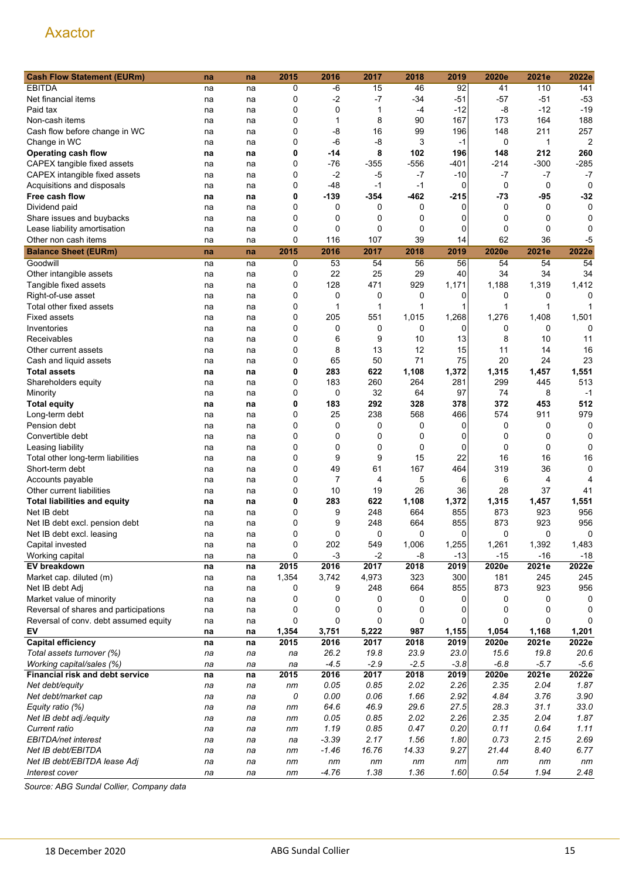Axactor

| Cash Flow Statement (EURm) | na | na | 2015 | 2016 | 2017 | 2018 | 2019 | 2020e | 2021e | 2022e |
|---|---|---|---|---|---|---|---|---|---|---|
| EBITDA | na | na | 0 | -6 | 15 | 46 | 92 | 41 | 110 | 141 |
| Net financial items | na | na | 0 | -2 | -7 | -34 | -51 | -57 | -51 | -53 |
| Paid tax | na | na | 0 | 0 | 1 | -4 | -12 | -8 | -12 | -19 |
| Non-cash items | na | na | 0 | 1 | 8 | 90 | 167 | 173 | 164 | 188 |
| Cash flow before change in WC | na | na | 0 | -8 | 16 | 99 | 196 | 148 | 211 | 257 |
| Change in WC | na | na | 0 | -6 | -8 | 3 | -1 | 0 | 1 | 2 |
| **Operating cash flow** | **na** | **na** | **0** | **-14** | **8** | **102** | **196** | **148** | **212** | **260** |
| CAPEX tangible fixed assets | na | na | 0 | -76 | -355 | -556 | -401 | -214 | -300 | -285 |
| CAPEX intangible fixed assets | na | na | 0 | -2 | -5 | -7 | -10 | -7 | -7 | -7 |
| Acquisitions and disposals | na | na | 0 | -48 | -1 | -1 | 0 | 0 | 0 | 0 |
| **Free cash flow** | **na** | **na** | **0** | **-139** | **-354** | **-462** | **-215** | **-73** | **-95** | **-32** |
| Dividend paid | na | na | 0 | 0 | 0 | 0 | 0 | 0 | 0 | 0 |
| Share issues and buybacks | na | na | 0 | 0 | 0 | 0 | 0 | 0 | 0 | 0 |
| Lease liability amortisation | na | na | 0 | 0 | 0 | 0 | 0 | 0 | 0 | 0 |
| Other non cash items | na | na | 0 | 116 | 107 | 39 | 14 | 62 | 36 | -5 |
| **Balance Sheet (EURm)** | **na** | **na** | **2015** | **2016** | **2017** | **2018** | **2019** | **2020e** | **2021e** | **2022e** |
| Goodwill | na | na | 0 | 53 | 54 | 56 | 56 | 54 | 54 | 54 |
| Other intangible assets | na | na | 0 | 22 | 25 | 29 | 40 | 34 | 34 | 34 |
| Tangible fixed assets | na | na | 0 | 128 | 471 | 929 | 1,171 | 1,188 | 1,319 | 1,412 |
| Right-of-use asset | na | na | 0 | 0 | 0 | 0 | 0 | 0 | 0 | 0 |
| Total other fixed assets | na | na | 0 | 1 | 1 | 1 | 1 | 1 | 1 | 1 |
| Fixed assets | na | na | 0 | 205 | 551 | 1,015 | 1,268 | 1,276 | 1,408 | 1,501 |
| Inventories | na | na | 0 | 0 | 0 | 0 | 0 | 0 | 0 | 0 |
| Receivables | na | na | 0 | 6 | 9 | 10 | 13 | 8 | 10 | 11 |
| Other current assets | na | na | 0 | 8 | 13 | 12 | 15 | 11 | 14 | 16 |
| Cash and liquid assets | na | na | 0 | 65 | 50 | 71 | 75 | 20 | 24 | 23 |
| **Total assets** | **na** | **na** | **0** | **283** | **622** | **1,108** | **1,372** | **1,315** | **1,457** | **1,551** |
| Shareholders equity | na | na | 0 | 183 | 260 | 264 | 281 | 299 | 445 | 513 |
| Minority | na | na | 0 | 0 | 32 | 64 | 97 | 74 | 8 | -1 |
| **Total equity** | **na** | **na** | **0** | **183** | **292** | **328** | **378** | **372** | **453** | **512** |
| Long-term debt | na | na | 0 | 25 | 238 | 568 | 466 | 574 | 911 | 979 |
| Pension debt | na | na | 0 | 0 | 0 | 0 | 0 | 0 | 0 | 0 |
| Convertible debt | na | na | 0 | 0 | 0 | 0 | 0 | 0 | 0 | 0 |
| Leasing liability | na | na | 0 | 0 | 0 | 0 | 0 | 0 | 0 | 0 |
| Total other long-term liabilities | na | na | 0 | 9 | 9 | 15 | 22 | 16 | 16 | 16 |
| Short-term debt | na | na | 0 | 49 | 61 | 167 | 464 | 319 | 36 | 0 |
| Accounts payable | na | na | 0 | 7 | 4 | 5 | 6 | 6 | 4 | 4 |
| Other current liabilities | na | na | 0 | 10 | 19 | 26 | 36 | 28 | 37 | 41 |
| **Total liabilities and equity** | **na** | **na** | **0** | **283** | **622** | **1,108** | **1,372** | **1,315** | **1,457** | **1,551** |
| Net IB debt | na | na | 0 | 9 | 248 | 664 | 855 | 873 | 923 | 956 |
| Net IB debt excl. pension debt | na | na | 0 | 9 | 248 | 664 | 855 | 873 | 923 | 956 |
| Net IB debt excl. leasing | na | na | 0 | 0 | 0 | 0 | 0 | 0 | 0 | 0 |
| Capital invested | na | na | 0 | 202 | 549 | 1,006 | 1,255 | 1,261 | 1,392 | 1,483 |
| Working capital | na | na | 0 | -3 | -2 | -8 | -13 | -15 | -16 | -18 |
| **EV breakdown** | **na** | **na** | **2015** | **2016** | **2017** | **2018** | **2019** | **2020e** | **2021e** | **2022e** |
| Market cap. diluted (m) | na | na | 1,354 | 3,742 | 4,973 | 323 | 300 | 181 | 245 | 245 |
| Net IB debt Adj | na | na | 0 | 9 | 248 | 664 | 855 | 873 | 923 | 956 |
| Market value of minority | na | na | 0 | 0 | 0 | 0 | 0 | 0 | 0 | 0 |
| Reversal of shares and participations | na | na | 0 | 0 | 0 | 0 | 0 | 0 | 0 | 0 |
| Reversal of conv. debt assumed equity | na | na | 0 | 0 | 0 | 0 | 0 | 0 | 0 | 0 |
| **EV** | **na** | **na** | **1,354** | **3,751** | **5,222** | **987** | **1,155** | **1,054** | **1,168** | **1,201** |
| **Capital efficiency** | **na** | **na** | **2015** | **2016** | **2017** | **2018** | **2019** | **2020e** | **2021e** | **2022e** |
| *Total assets turnover (%)* | *na* | *na* | *na* | *26.2* | *19.8* | *23.9* | *23.0* | *15.6* | *19.8* | *20.6* |
| *Working capital/sales (%)* | *na* | *na* | *na* | *-4.5* | *-2.9* | *-2.5* | *-3.8* | *-6.8* | *-5.7* | *-5.6* |
| **Financial risk and debt service** | **na** | **na** | **2015** | **2016** | **2017** | **2018** | **2019** | **2020e** | **2021e** | **2022e** |
| *Net debt/equity* | *na* | *na* | *nm* | *0.05* | *0.85* | *2.02* | *2.26* | *2.35* | *2.04* | *1.87* |
| *Net debt/market cap* | *na* | *na* | *0* | *0.00* | *0.06* | *1.66* | *2.92* | *4.84* | *3.76* | *3.90* |
| *Equity ratio (%)* | *na* | *na* | *nm* | *64.6* | *46.9* | *29.6* | *27.5* | *28.3* | *31.1* | *33.0* |
| *Net IB debt adj./equity* | *na* | *na* | *nm* | *0.05* | *0.85* | *2.02* | *2.26* | *2.35* | *2.04* | *1.87* |
| *Current ratio* | *na* | *na* | *nm* | *1.19* | *0.85* | *0.47* | *0.20* | *0.11* | *0.64* | *1.11* |
| *EBITDA/net interest* | *na* | *na* | *na* | *-3.39* | *2.17* | *1.56* | *1.80* | *0.73* | *2.15* | *2.69* |
| *Net IB debt/EBITDA* | *na* | *na* | *nm* | *-1.46* | *16.76* | *14.33* | *9.27* | *21.44* | *8.40* | *6.77* |
| *Net IB debt/EBITDA lease Adj* | *na* | *na* | *nm* | *nm* | *nm* | *nm* | *nm* | *nm* | *nm* | *nm* |
| *Interest cover* | *na* | *na* | *nm* | *-4.76* | *1.38* | *1.36* | *1.60* | *0.54* | *1.94* | *2.48* |

*Source: ABG Sundal Collier, Company data*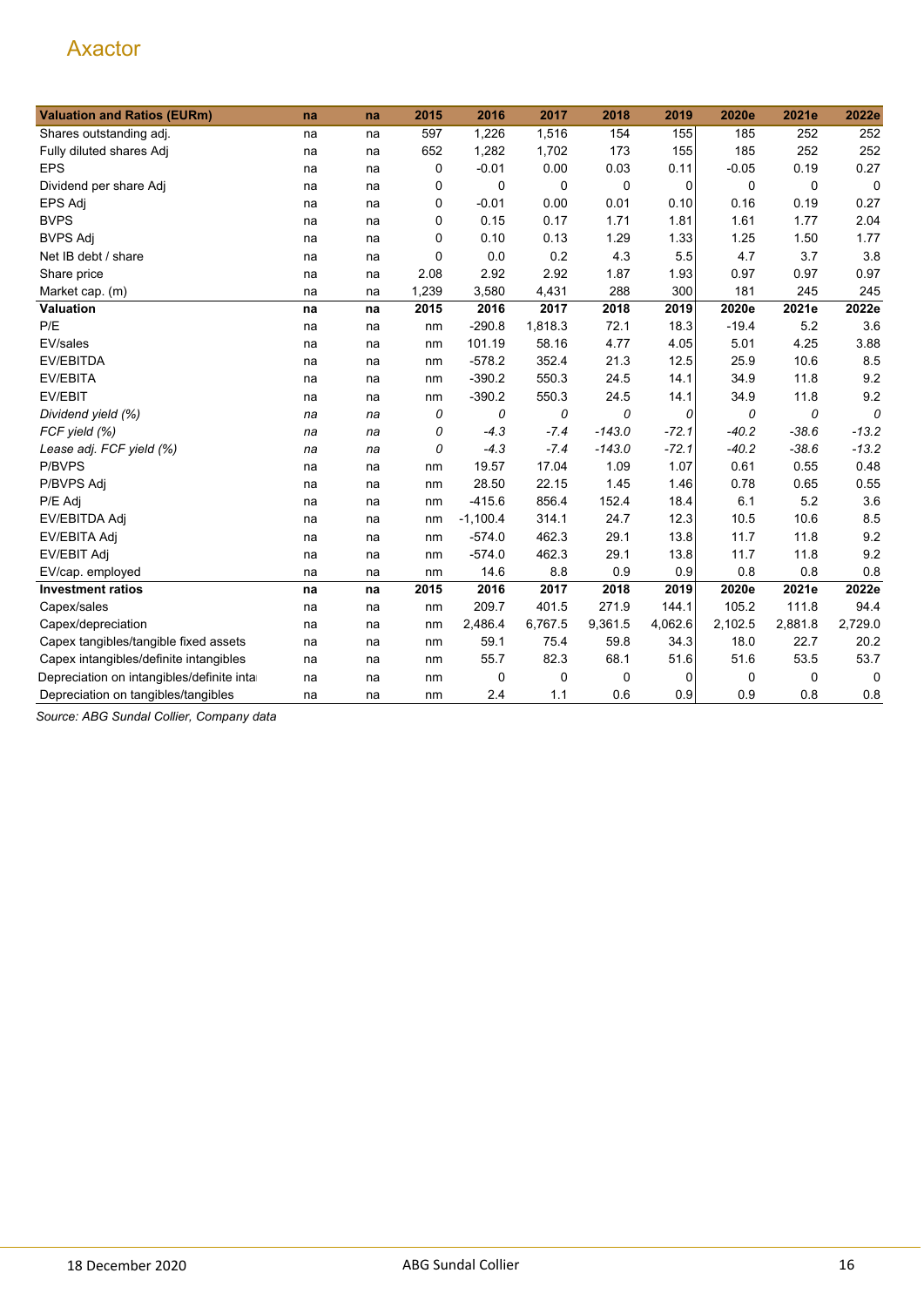# Axactor

| Valuation and Ratios (EURm) | na | na | 2015 | 2016 | 2017 | 2018 | 2019 | 2020e | 2021e | 2022e |
|---|---|---|---|---|---|---|---|---|---|---|
| Shares outstanding adj. | na | na | 597 | 1,226 | 1,516 | 154 | 155 | 185 | 252 | 252 |
| Fully diluted shares Adj | na | na | 652 | 1,282 | 1,702 | 173 | 155 | 185 | 252 | 252 |
| EPS | na | na | 0 | -0.01 | 0.00 | 0.03 | 0.11 | -0.05 | 0.19 | 0.27 |
| Dividend per share Adj | na | na | 0 | 0 | 0 | 0 | 0 | 0 | 0 | 0 |
| EPS Adj | na | na | 0 | -0.01 | 0.00 | 0.01 | 0.10 | 0.16 | 0.19 | 0.27 |
| BVPS | na | na | 0 | 0.15 | 0.17 | 1.71 | 1.81 | 1.61 | 1.77 | 2.04 |
| BVPS Adj | na | na | 0 | 0.10 | 0.13 | 1.29 | 1.33 | 1.25 | 1.50 | 1.77 |
| Net IB debt / share | na | na | 0 | 0.0 | 0.2 | 4.3 | 5.5 | 4.7 | 3.7 | 3.8 |
| Share price | na | na | 2.08 | 2.92 | 2.92 | 1.87 | 1.93 | 0.97 | 0.97 | 0.97 |
| Market cap. (m) | na | na | 1,239 | 3,580 | 4,431 | 288 | 300 | 181 | 245 | 245 |
| **Valuation** | **na** | **na** | **2015** | **2016** | **2017** | **2018** | **2019** | **2020e** | **2021e** | **2022e** |
| P/E | na | na | nm | -290.8 | 1,818.3 | 72.1 | 18.3 | -19.4 | 5.2 | 3.6 |
| EV/sales | na | na | nm | 101.19 | 58.16 | 4.77 | 4.05 | 5.01 | 4.25 | 3.88 |
| EV/EBITDA | na | na | nm | -578.2 | 352.4 | 21.3 | 12.5 | 25.9 | 10.6 | 8.5 |
| EV/EBITA | na | na | nm | -390.2 | 550.3 | 24.5 | 14.1 | 34.9 | 11.8 | 9.2 |
| EV/EBIT | na | na | nm | -390.2 | 550.3 | 24.5 | 14.1 | 34.9 | 11.8 | 9.2 |
| *Dividend yield (%)* | *na* | *na* | *0* | *0* | *0* | *0* | *0* | *0* | *0* | *0* |
| *FCF yield (%)* | *na* | *na* | *0* | *-4.3* | *-7.4* | *-143.0* | *-72.1* | *-40.2* | *-38.6* | *-13.2* |
| *Lease adj. FCF yield (%)* | *na* | *na* | *0* | *-4.3* | *-7.4* | *-143.0* | *-72.1* | *-40.2* | *-38.6* | *-13.2* |
| P/BVPS | na | na | nm | 19.57 | 17.04 | 1.09 | 1.07 | 0.61 | 0.55 | 0.48 |
| P/BVPS Adj | na | na | nm | 28.50 | 22.15 | 1.45 | 1.46 | 0.78 | 0.65 | 0.55 |
| P/E Adj | na | na | nm | -415.6 | 856.4 | 152.4 | 18.4 | 6.1 | 5.2 | 3.6 |
| EV/EBITDA Adj | na | na | nm | -1,100.4 | 314.1 | 24.7 | 12.3 | 10.5 | 10.6 | 8.5 |
| EV/EBITA Adj | na | na | nm | -574.0 | 462.3 | 29.1 | 13.8 | 11.7 | 11.8 | 9.2 |
| EV/EBIT Adj | na | na | nm | -574.0 | 462.3 | 29.1 | 13.8 | 11.7 | 11.8 | 9.2 |
| EV/cap. employed | na | na | nm | 14.6 | 8.8 | 0.9 | 0.9 | 0.8 | 0.8 | 0.8 |
| **Investment ratios** | **na** | **na** | **2015** | **2016** | **2017** | **2018** | **2019** | **2020e** | **2021e** | **2022e** |
| Capex/sales | na | na | nm | 209.7 | 401.5 | 271.9 | 144.1 | 105.2 | 111.8 | 94.4 |
| Capex/depreciation | na | na | nm | 2,486.4 | 6,767.5 | 9,361.5 | 4,062.6 | 2,102.5 | 2,881.8 | 2,729.0 |
| Capex tangibles/tangible fixed assets | na | na | nm | 59.1 | 75.4 | 59.8 | 34.3 | 18.0 | 22.7 | 20.2 |
| Capex intangibles/definite intangibles | na | na | nm | 55.7 | 82.3 | 68.1 | 51.6 | 51.6 | 53.5 | 53.7 |
| Depreciation on intangibles/definite inta | na | na | nm | 0 | 0 | 0 | 0 | 0 | 0 | 0 |
| Depreciation on tangibles/tangibles | na | na | nm | 2.4 | 1.1 | 0.6 | 0.9 | 0.9 | 0.8 | 0.8 |

*Source: ABG Sundal Collier, Company data*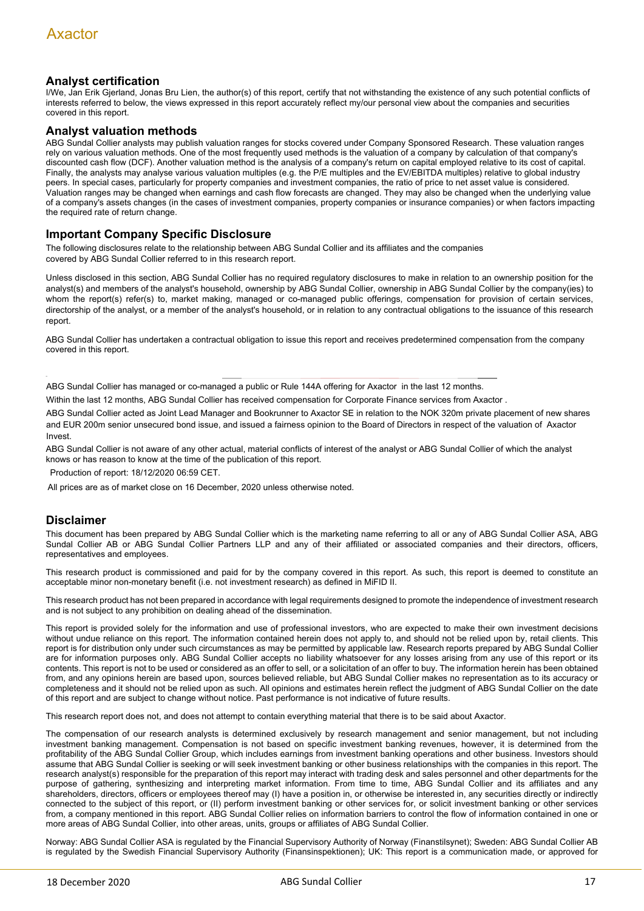## Analyst certification

I/We, Jan Erik Gjerland, Jonas Bru Lien, the author(s) of this report, certify that not withstanding the existence of any such potential conflicts of interests referred to below, the views expressed in this report accurately reflect my/our personal view about the companies and securities covered in this report.

## Analyst valuation methods

ABG Sundal Collier analysts may publish valuation ranges for stocks covered under Company Sponsored Research. These valuation ranges rely on various valuation methods. One of the most frequently used methods is the valuation of a company by calculation of that company's discounted cash flow (DCF). Another valuation method is the analysis of a company's return on capital employed relative to its cost of capital. Finally, the analysts may analyse various valuation multiples (e.g. the P/E multiples and the EV/EBITDA multiples) relative to global industry peers. In special cases, particularly for property companies and investment companies, the ratio of price to net asset value is considered. Valuation ranges may be changed when earnings and cash flow forecasts are changed. They may also be changed when the underlying value of a company's assets changes (in the cases of investment companies, property companies or insurance companies) or when factors impacting the required rate of return change.

## Important Company Specific Disclosure

The following disclosures relate to the relationship between ABG Sundal Collier and its affiliates and the companies covered by ABG Sundal Collier referred to in this research report.

Unless disclosed in this section, ABG Sundal Collier has no required regulatory disclosures to make in relation to an ownership position for the analyst(s) and members of the analyst's household, ownership by ABG Sundal Collier, ownership in ABG Sundal Collier by the company(ies) to whom the report(s) refer(s) to, market making, managed or co-managed public offerings, compensation for provision of certain services, directorship of the analyst, or a member of the analyst's household, or in relation to any contractual obligations to the issuance of this research report.

ABG Sundal Collier has undertaken a contractual obligation to issue this report and receives predetermined compensation from the company covered in this report.

ABG Sundal Collier has managed or co-managed a public or Rule 144A offering for Axactor in the last 12 months.

Within the last 12 months, ABG Sundal Collier has received compensation for Corporate Finance services from Axactor .

ABG Sundal Collier acted as Joint Lead Manager and Bookrunner to Axactor SE in relation to the NOK 320m private placement of new shares and EUR 200m senior unsecured bond issue, and issued a fairness opinion to the Board of Directors in respect of the valuation of Axactor Invest.

ABG Sundal Collier is not aware of any other actual, material conflicts of interest of the analyst or ABG Sundal Collier of which the analyst knows or has reason to know at the time of the publication of this report.

Production of report: 18/12/2020 06:59 CET.

All prices are as of market close on 16 December, 2020 unless otherwise noted.

## Disclaimer

This document has been prepared by ABG Sundal Collier which is the marketing name referring to all or any of ABG Sundal Collier ASA, ABG Sundal Collier AB or ABG Sundal Collier Partners LLP and any of their affiliated or associated companies and their directors, officers, representatives and employees.

This research product is commissioned and paid for by the company covered in this report. As such, this report is deemed to constitute an acceptable minor non-monetary benefit (i.e. not investment research) as defined in MiFID II.

This research product has not been prepared in accordance with legal requirements designed to promote the independence of investment research and is not subject to any prohibition on dealing ahead of the dissemination.

This report is provided solely for the information and use of professional investors, who are expected to make their own investment decisions without undue reliance on this report. The information contained herein does not apply to, and should not be relied upon by, retail clients. This report is for distribution only under such circumstances as may be permitted by applicable law. Research reports prepared by ABG Sundal Collier are for information purposes only. ABG Sundal Collier accepts no liability whatsoever for any losses arising from any use of this report or its contents. This report is not to be used or considered as an offer to sell, or a solicitation of an offer to buy. The information herein has been obtained from, and any opinions herein are based upon, sources believed reliable, but ABG Sundal Collier makes no representation as to its accuracy or completeness and it should not be relied upon as such. All opinions and estimates herein reflect the judgment of ABG Sundal Collier on the date of this report and are subject to change without notice. Past performance is not indicative of future results.

This research report does not, and does not attempt to contain everything material that there is to be said about Axactor.

The compensation of our research analysts is determined exclusively by research management and senior management, but not including investment banking management. Compensation is not based on specific investment banking revenues, however, it is determined from the profitability of the ABG Sundal Collier Group, which includes earnings from investment banking operations and other business. Investors should assume that ABG Sundal Collier is seeking or will seek investment banking or other business relationships with the companies in this report. The research analyst(s) responsible for the preparation of this report may interact with trading desk and sales personnel and other departments for the purpose of gathering, synthesizing and interpreting market information. From time to time, ABG Sundal Collier and its affiliates and any shareholders, directors, officers or employees thereof may (I) have a position in, or otherwise be interested in, any securities directly or indirectly connected to the subject of this report, or (II) perform investment banking or other services for, or solicit investment banking or other services from, a company mentioned in this report. ABG Sundal Collier relies on information barriers to control the flow of information contained in one or more areas of ABG Sundal Collier, into other areas, units, groups or affiliates of ABG Sundal Collier.

Norway: ABG Sundal Collier ASA is regulated by the Financial Supervisory Authority of Norway (Finanstilsynet); Sweden: ABG Sundal Collier AB is regulated by the Swedish Financial Supervisory Authority (Finansinspektionen); UK: This report is a communication made, or approved for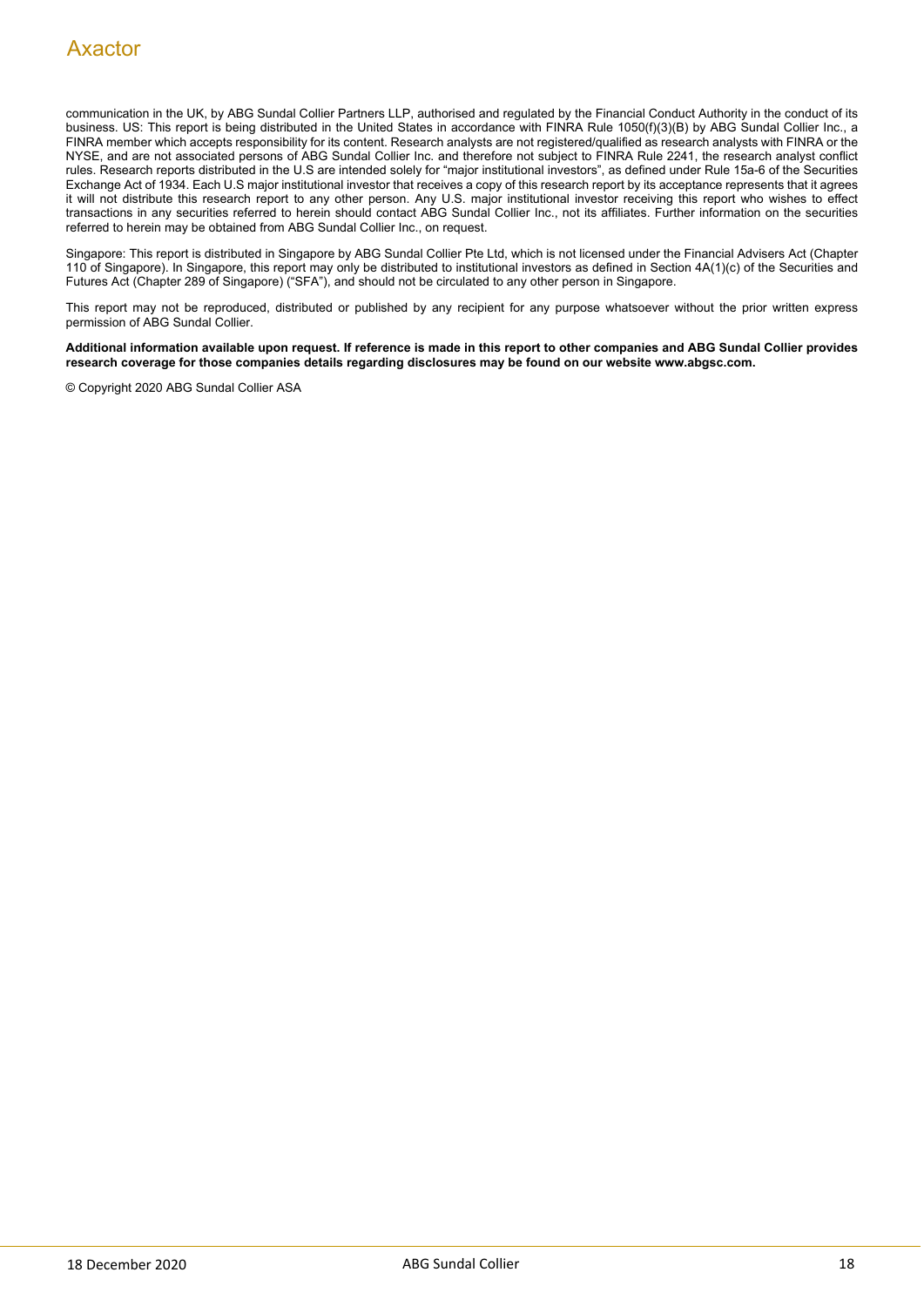communication in the UK, by ABG Sundal Collier Partners LLP, authorised and regulated by the Financial Conduct Authority in the conduct of its business. US: This report is being distributed in the United States in accordance with FINRA Rule 1050(f)(3)(B) by ABG Sundal Collier Inc., a FINRA member which accepts responsibility for its content. Research analysts are not registered/qualified as research analysts with FINRA or the NYSE, and are not associated persons of ABG Sundal Collier Inc. and therefore not subject to FINRA Rule 2241, the research analyst conflict rules. Research reports distributed in the U.S are intended solely for "major institutional investors", as defined under Rule 15a-6 of the Securities Exchange Act of 1934. Each U.S major institutional investor that receives a copy of this research report by its acceptance represents that it agrees it will not distribute this research report to any other person. Any U.S. major institutional investor receiving this report who wishes to effect transactions in any securities referred to herein should contact ABG Sundal Collier Inc., not its affiliates. Further information on the securities referred to herein may be obtained from ABG Sundal Collier Inc., on request.

Singapore: This report is distributed in Singapore by ABG Sundal Collier Pte Ltd, which is not licensed under the Financial Advisers Act (Chapter 110 of Singapore). In Singapore, this report may only be distributed to institutional investors as defined in Section 4A(1)(c) of the Securities and Futures Act (Chapter 289 of Singapore) ("SFA"), and should not be circulated to any other person in Singapore.

This report may not be reproduced, distributed or published by any recipient for any purpose whatsoever without the prior written express permission of ABG Sundal Collier.

**Additional information available upon request. If reference is made in this report to other companies and ABG Sundal Collier provides research coverage for those companies details regarding disclosures may be found on our website www.abgsc.com.**

© Copyright 2020 ABG Sundal Collier ASA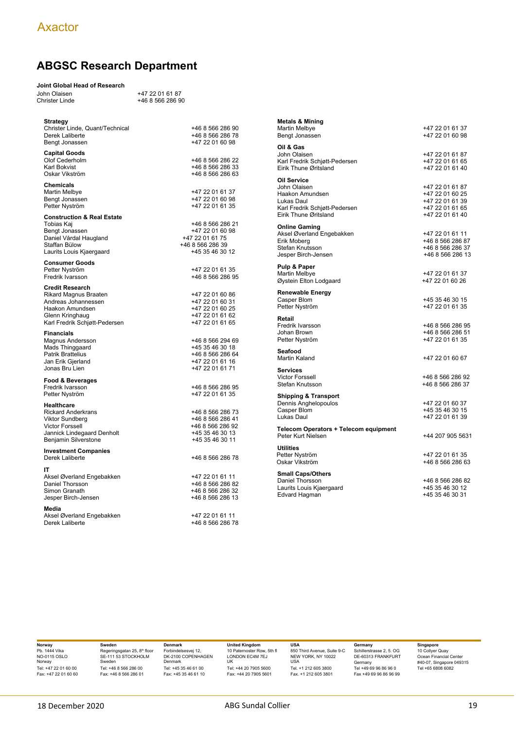## ABGSC Research Department

**Joint Global Head of Research**

| | |
|---|---|
| John Olaisen | +47 22 01 61 87 |
| Christer Linde | +46 8 566 286 90 |

**Strategy**

| | |
|---|---|
| Christer Linde, Quant/Technical | +46 8 566 286 90 |
| Derek Laliberte | +46 8 566 286 78 |
| Bengt Jonassen | +47 22 01 60 98 |

**Capital Goods**

| | |
|---|---|
| Olof Cederholm | +46 8 566 286 22 |
| Karl Bokvist | +46 8 566 286 33 |
| Oskar Vikström | +46 8 566 286 63 |

**Chemicals**

| | |
|---|---|
| Martin Melbye | +47 22 01 61 37 |
| Bengt Jonassen | +47 22 01 60 98 |
| Petter Nyström | +47 22 01 61 35 |

**Construction & Real Estate**

| | |
|---|---|
| Tobias Kaj | +46 8 566 286 21 |
| Bengt Jonassen | +47 22 01 60 98 |
| Daniel Vårdal Haugland | +47 22 01 61 75 |
| Staffan Bülow | +46 8 566 286 39 |
| Laurits Louis Kjaergaard | +45 35 46 30 12 |

**Consumer Goods**

| | |
|---|---|
| Petter Nyström | +47 22 01 61 35 |
| Fredrik Ivarsson | +46 8 566 286 95 |

**Credit Research**

| | |
|---|---|
| Rikard Magnus Braaten | +47 22 01 60 86 |
| Andreas Johannessen | +47 22 01 60 31 |
| Haakon Amundsen | +47 22 01 60 25 |
| Glenn Kringhaug | +47 22 01 61 62 |
| Karl Fredrik Schjøtt-Pedersen | +47 22 01 61 65 |

**Financials**

| | |
|---|---|
| Magnus Andersson | +46 8 566 294 69 |
| Mads Thinggaard | +45 35 46 30 18 |
| Patrik Brattelius | +46 8 566 286 64 |
| Jan Erik Gjerland | +47 22 01 61 16 |
| Jonas Bru Lien | +47 22 01 61 71 |

**Food & Beverages**

| | |
|---|---|
| Fredrik Ivarsson | +46 8 566 286 95 |
| Petter Nyström | +47 22 01 61 35 |

**Healthcare**

| | |
|---|---|
| Rickard Anderkrans | +46 8 566 286 73 |
| Viktor Sundberg | +46 8 566 286 41 |
| Victor Forssell | +46 8 566 286 92 |
| Jannick Lindegaard Denholt | +45 35 46 30 13 |
| Benjamin Silverstone | +45 35 46 30 11 |

**Investment Companies**

| | |
|---|---|
| Derek Laliberte | +46 8 566 286 78 |

**IT**

| | |
|---|---|
| Aksel Øverland Engebakken | +47 22 01 61 11 |
| Daniel Thorsson | +46 8 566 286 82 |
| Simon Granath | +46 8 566 286 32 |
| Jesper Birch-Jensen | +46 8 566 286 13 |

**Media**

| | |
|---|---|
| Aksel Øverland Engebakken | +47 22 01 61 11 |
| Derek Laliberte | +46 8 566 286 78 |

**Metals & Mining**

| | |
|---|---|
| Martin Melbye | +47 22 01 61 37 |
| Bengt Jonassen | +47 22 01 60 98 |

**Oil & Gas**

| | |
|---|---|
| John Olaisen | +47 22 01 61 87 |
| Karl Fredrik Schjøtt-Pedersen | +47 22 01 61 65 |
| Eirik Thune Øritsland | +47 22 01 61 40 |

**Oil Service**

| | |
|---|---|
| John Olaisen | +47 22 01 61 87 |
| Haakon Amundsen | +47 22 01 60 25 |
| Lukas Daul | +47 22 01 61 39 |
| Karl Fredrik Schjøtt-Pedersen | +47 22 01 61 65 |
| Eirik Thune Øritsland | +47 22 01 61 40 |

**Online Gaming**

| | |
|---|---|
| Aksel Øverland Engebakken | +47 22 01 61 11 |
| Erik Moberg | +46 8 566 286 87 |
| Stefan Knutsson | +46 8 566 286 37 |
| Jesper Birch-Jensen | +46 8 566 286 13 |

**Pulp & Paper**

| | |
|---|---|
| Martin Melbye | +47 22 01 61 37 |
| Øystein Elton Lodgaard | +47 22 01 60 26 |

**Renewable Energy**

| | |
|---|---|
| Casper Blom | +45 35 46 30 15 |
| Petter Nyström | +47 22 01 61 35 |

**Retail**

| | |
|---|---|
| Fredrik Ivarsson | +46 8 566 286 95 |
| Johan Brown | +46 8 566 286 51 |
| Petter Nyström | +47 22 01 61 35 |

**Seafood**

| | |
|---|---|
| Martin Kaland | +47 22 01 60 67 |

**Services**

| | |
|---|---|
| Victor Forssell | +46 8 566 286 92 |
| Stefan Knutsson | +46 8 566 286 37 |

**Shipping & Transport**

| | |
|---|---|
| Dennis Anghelopoulos | +47 22 01 60 37 |
| Casper Blom | +45 35 46 30 15 |
| Lukas Daul | +47 22 01 61 39 |

**Telecom Operators + Telecom equipment**

| | |
|---|---|
| Peter Kurt Nielsen | +44 207 905 5631 |

**Utilities**

| | |
|---|---|
| Petter Nyström | +47 22 01 61 35 |
| Oskar Vikström | +46 8 566 286 63 |

**Small Caps/Others**

| | |
|---|---|
| Daniel Thorsson | +46 8 566 286 82 |
| Laurits Louis Kjaergaard | +45 35 46 30 12 |
| Edvard Hagman | +45 35 46 30 31 |

**Norway**
Pb. 1444 Vika
NO-0115 OSLO
Norway
Tel: +47 22 01 60 00
Fax: +47 22 01 60 60

**Sweden**
Regeringsgatan 25, 8th floor
SE-111 53 STOCKHOLM
Sweden
Tel: +46 8 566 286 00
Fax: +46 8 566 286 01

**Denmark**
Forbindelsesvej 12,
DK-2100 COPENHAGEN
Denmark
Tel: +45 35 46 61 00
Fax: +45 35 46 61 10

**United Kingdom**
10 Paternoster Row, 5th fl
LONDON EC4M 7EJ
UK
Tel: +44 20 7905 5600
Fax: +44 20 7905 5601

**USA**
850 Third Avenue, Suite 9-C
NEW YORK, NY 10022
USA
Tel. +1 212 605 3800
Fax. +1 212 605 3801

**Germany**
Schillerstrasse 2, 5. OG
DE-60313 FRANKFURT
Germany
Tel +49 69 96 86 96 0
Fax +49 69 96 86 96 99

**Singapore**
10 Collyer Quay
Ocean Financial Center
#40-07, Singapore 049315
Tel +65 6808 6082